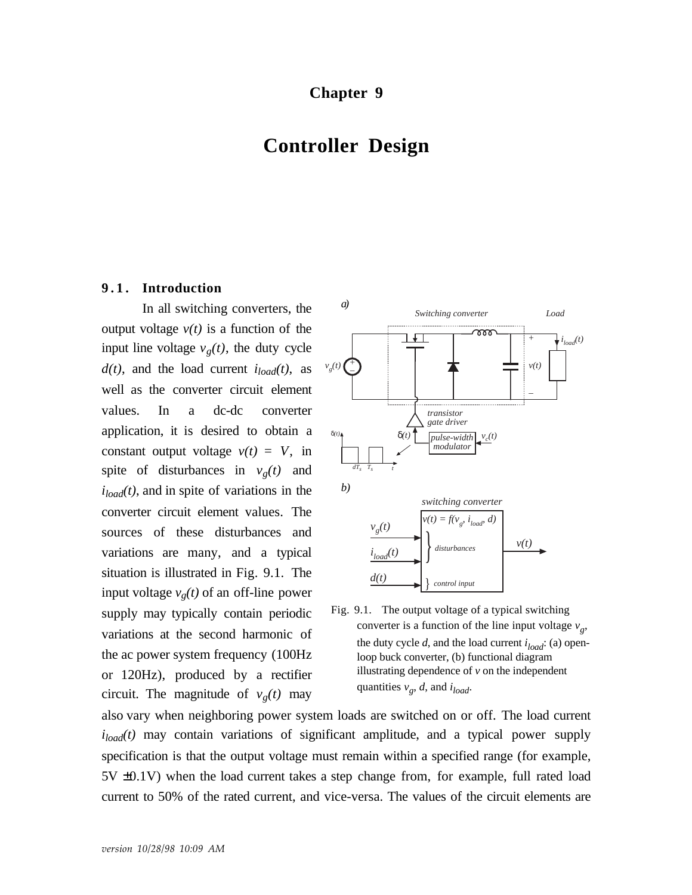# Chapter 9

# Controller Design

## 9.1. Introduction

In all switching converters, the output voltage $v(t)$ is a function of the input line voltage $v_g(t)$, the duty cycle $d(t)$, and the load current $i_{load}(t)$, as well as the converter circuit element values. In a dc-dc converter application, it is desired to obtain a constant output voltage $v(t) = V$, in spite of disturbances in $v_g(t)$ and $i_{load}(t)$, and in spite of variations in the converter circuit element values. The sources of these disturbances and variations are many, and a typical situation is illustrated in Fig. 9.1. The input voltage $v_g(t)$ of an off-line power supply may typically contain periodic variations at the second harmonic of the ac power system frequency (100Hz or 120Hz), produced by a rectifier circuit. The magnitude of $v_g(t)$ may also vary when neighboring power system loads are switched on or off. The load current $i_{load}(t)$ may contain variations of significant amplitude, and a typical power supply specification is that the output voltage must remain within a specified range (for example, 5V ±0.1V) when the load current takes a step change from, for example, full rated load current to 50% of the rated current, and vice-versa. The values of the circuit elements are

Fig. 9.1. The output voltage of a typical switching converter is a function of the line input voltage $v_g$, the duty cycle $d$, and the load current $i_{load}$: (a) open-loop buck converter, (b) functional diagram illustrating dependence of $v$ on the independent quantities $v_g$, $d$, and $i_{load}$.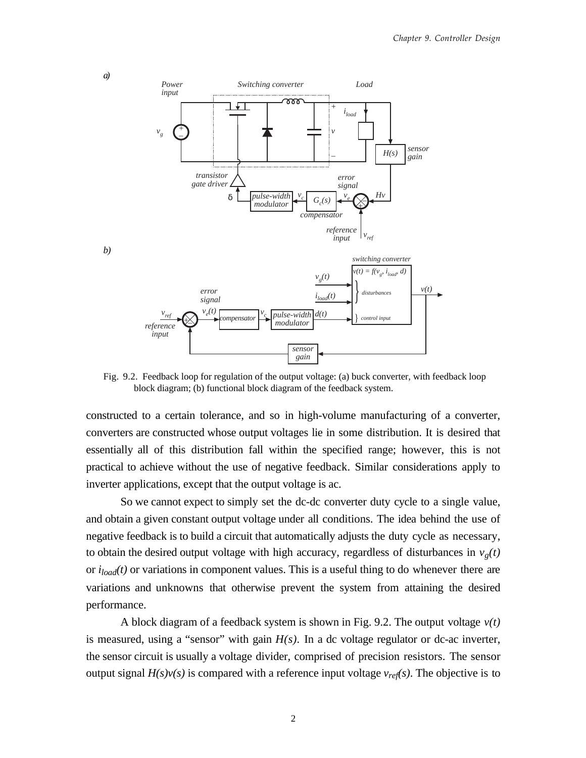Fig. 9.2. Feedback loop for regulation of the output voltage: (a) buck converter, with feedback loop block diagram; (b) functional block diagram of the feedback system.

constructed to a certain tolerance, and so in high-volume manufacturing of a converter, converters are constructed whose output voltages lie in some distribution. It is desired that essentially all of this distribution fall within the specified range; however, this is not practical to achieve without the use of negative feedback. Similar considerations apply to inverter applications, except that the output voltage is ac.

So we cannot expect to simply set the dc-dc converter duty cycle to a single value, and obtain a given constant output voltage under all conditions. The idea behind the use of negative feedback is to build a circuit that automatically adjusts the duty cycle as necessary, to obtain the desired output voltage with high accuracy, regardless of disturbances in $v_g(t)$ or $i_{load}(t)$ or variations in component values. This is a useful thing to do whenever there are variations and unknowns that otherwise prevent the system from attaining the desired performance.

A block diagram of a feedback system is shown in Fig. 9.2. The output voltage $v(t)$ is measured, using a "sensor" with gain $H(s)$. In a dc voltage regulator or dc-ac inverter, the sensor circuit is usually a voltage divider, comprised of precision resistors. The sensor output signal $H(s)v(s)$ is compared with a reference input voltage $v_{ref}(s)$. The objective is to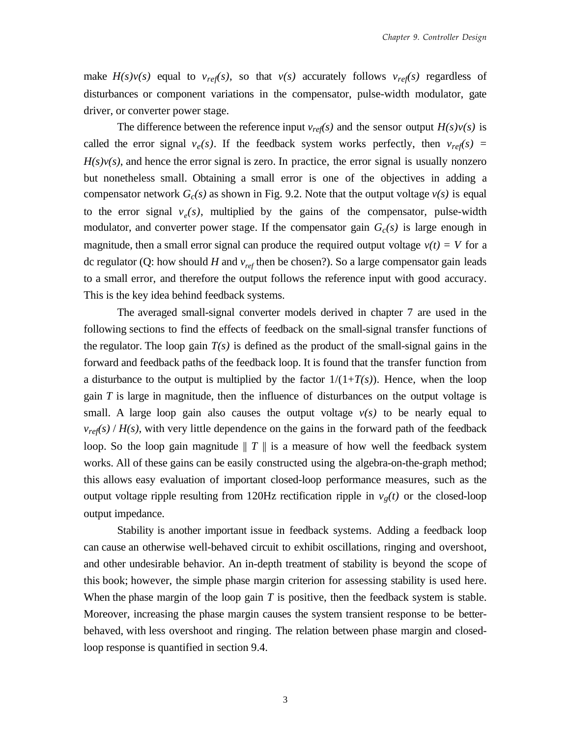make $H(s)v(s)$ equal to $v_{ref}(s)$, so that $v(s)$ accurately follows $v_{ref}(s)$ regardless of disturbances or component variations in the compensator, pulse-width modulator, gate driver, or converter power stage.

The difference between the reference input $v_{ref}(s)$ and the sensor output $H(s)v(s)$ is called the error signal $v_e(s)$. If the feedback system works perfectly, then $v_{ref}(s) = H(s)v(s)$, and hence the error signal is zero. In practice, the error signal is usually nonzero but nonetheless small. Obtaining a small error is one of the objectives in adding a compensator network $G_c(s)$ as shown in Fig. 9.2. Note that the output voltage $v(s)$ is equal to the error signal $v_e(s)$, multiplied by the gains of the compensator, pulse-width modulator, and converter power stage. If the compensator gain $G_c(s)$ is large enough in magnitude, then a small error signal can produce the required output voltage $v(t) = V$ for a dc regulator (Q: how should $H$ and $v_{ref}$ then be chosen?). So a large compensator gain leads to a small error, and therefore the output follows the reference input with good accuracy. This is the key idea behind feedback systems.

The averaged small-signal converter models derived in chapter 7 are used in the following sections to find the effects of feedback on the small-signal transfer functions of the regulator. The loop gain $T(s)$ is defined as the product of the small-signal gains in the forward and feedback paths of the feedback loop. It is found that the transfer function from a disturbance to the output is multiplied by the factor $1/(1+T(s))$. Hence, when the loop gain $T$ is large in magnitude, then the influence of disturbances on the output voltage is small. A large loop gain also causes the output voltage $v(s)$ to be nearly equal to $v_{ref}(s) / H(s)$, with very little dependence on the gains in the forward path of the feedback loop. So the loop gain magnitude $\| T \|$ is a measure of how well the feedback system works. All of these gains can be easily constructed using the algebra-on-the-graph method; this allows easy evaluation of important closed-loop performance measures, such as the output voltage ripple resulting from 120Hz rectification ripple in $v_g(t)$ or the closed-loop output impedance.

Stability is another important issue in feedback systems. Adding a feedback loop can cause an otherwise well-behaved circuit to exhibit oscillations, ringing and overshoot, and other undesirable behavior. An in-depth treatment of stability is beyond the scope of this book; however, the simple phase margin criterion for assessing stability is used here. When the phase margin of the loop gain $T$ is positive, then the feedback system is stable. Moreover, increasing the phase margin causes the system transient response to be better-behaved, with less overshoot and ringing. The relation between phase margin and closed-loop response is quantified in section 9.4.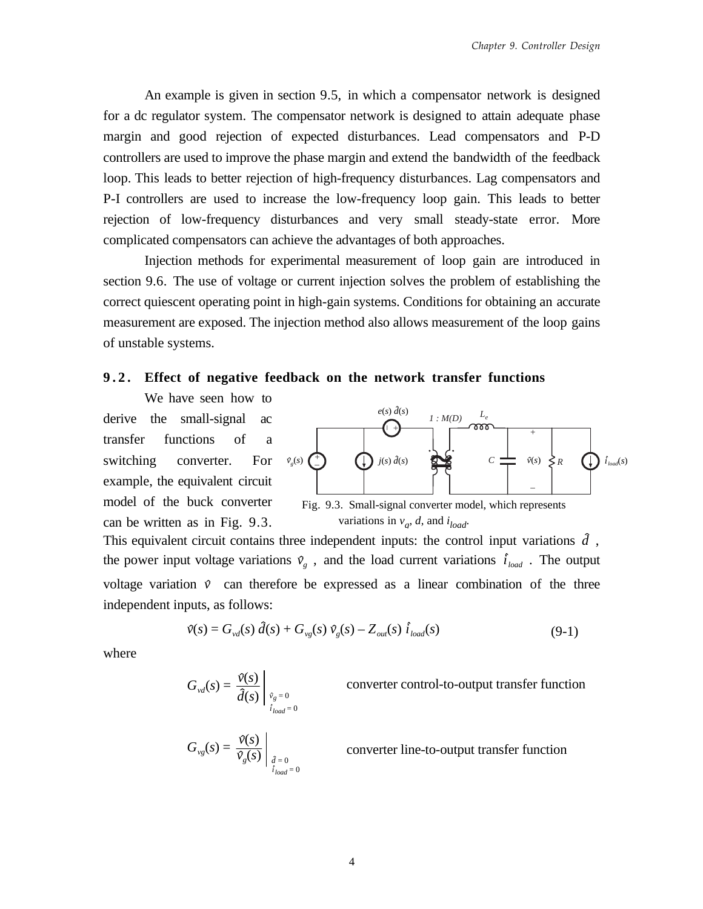An example is given in section 9.5, in which a compensator network is designed for a dc regulator system. The compensator network is designed to attain adequate phase margin and good rejection of expected disturbances. Lead compensators and P-D controllers are used to improve the phase margin and extend the bandwidth of the feedback loop. This leads to better rejection of high-frequency disturbances. Lag compensators and P-I controllers are used to increase the low-frequency loop gain. This leads to better rejection of low-frequency disturbances and very small steady-state error. More complicated compensators can achieve the advantages of both approaches.

Injection methods for experimental measurement of loop gain are introduced in section 9.6. The use of voltage or current injection solves the problem of establishing the correct quiescent operating point in high-gain systems. Conditions for obtaining an accurate measurement are exposed. The injection method also allows measurement of the loop gains of unstable systems.

## 9.2. Effect of negative feedback on the network transfer functions

We have seen how to derive the small-signal ac transfer functions of a switching converter. For example, the equivalent circuit model of the buck converter can be written as in Fig. 9.3.

Fig. 9.3. Small-signal converter model, which represents variations in $v_g$, $d$, and $i_{load}$.

This equivalent circuit contains three independent inputs: the control input variations $\hat{d}$, the power input voltage variations $\hat{v}_g$, and the load current variations $\hat{i}_{load}$. The output voltage variation $\hat{v}$ can therefore be expressed as a linear combination of the three independent inputs, as follows:

$$\hat{v}(s) = G_{vd}(s)\,\hat{d}(s) + G_{vg}(s)\,\hat{v}_g(s) - Z_{out}(s)\,\hat{i}_{load}(s) \tag{9-1}$$

where

$$G_{vd}(s) = \left.\frac{\hat{v}(s)}{\hat{d}(s)}\right|_{\substack{\hat{v}_g = 0 \\ \hat{i}_{load} = 0}} \qquad \text{converter control-to-output transfer function}$$

$$G_{vg}(s) = \left.\frac{\hat{v}(s)}{\hat{v}_g(s)}\right|_{\substack{\hat{d} = 0 \\ \hat{i}_{load} = 0}} \qquad \text{converter line-to-output transfer function}$$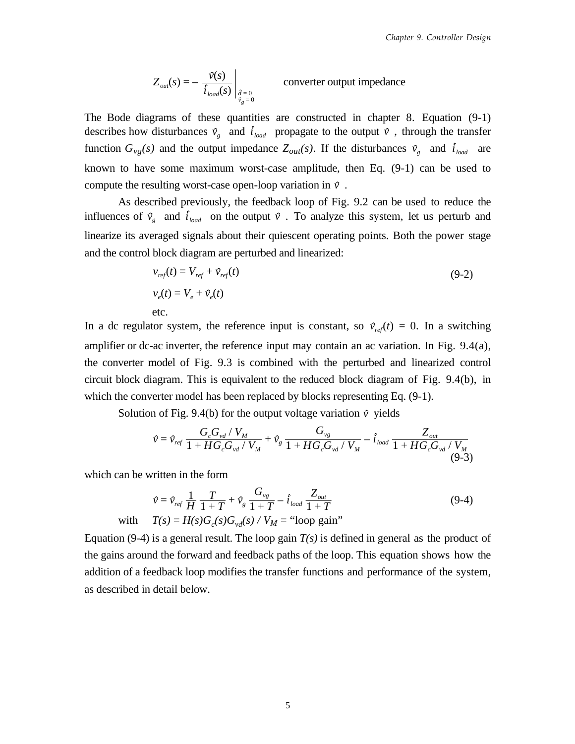$$Z_{out}(s) = -\left.\frac{\hat{v}(s)}{\hat{i}_{load}(s)}\right|_{\substack{\hat{d}=0 \\ \hat{v}_g=0}} \qquad \text{converter output impedance}$$

The Bode diagrams of these quantities are constructed in chapter 8. Equation (9-1) describes how disturbances $\hat{v}_g$ and $\hat{i}_{load}$ propagate to the output $\hat{v}$, through the transfer function $G_{vg}(s)$ and the output impedance $Z_{out}(s)$. If the disturbances $\hat{v}_g$ and $\hat{i}_{load}$ are known to have some maximum worst-case amplitude, then Eq. (9-1) can be used to compute the resulting worst-case open-loop variation in $\hat{v}$.

As described previously, the feedback loop of Fig. 9.2 can be used to reduce the influences of $\hat{v}_g$ and $\hat{i}_{load}$ on the output $\hat{v}$. To analyze this system, let us perturb and linearize its averaged signals about their quiescent operating points. Both the power stage and the control block diagram are perturbed and linearized:

$$v_{ref}(t) = V_{ref} + \hat{v}_{ref}(t) \tag{9-2}$$

$$v_e(t) = V_e + \hat{v}_e(t)$$

etc.

In a dc regulator system, the reference input is constant, so $\hat{v}_{ref}(t) = 0$. In a switching amplifier or dc-ac inverter, the reference input may contain an ac variation. In Fig. 9.4(a), the converter model of Fig. 9.3 is combined with the perturbed and linearized control circuit block diagram. This is equivalent to the reduced block diagram of Fig. 9.4(b), in which the converter model has been replaced by blocks representing Eq. (9-1).

Solution of Fig. 9.4(b) for the output voltage variation $\hat{v}$ yields

$$\hat{v} = \hat{v}_{ref}\,\frac{G_c G_{vd} / V_M}{1 + H G_c G_{vd} / V_M} + \hat{v}_g\,\frac{G_{vg}}{1 + H G_c G_{vd} / V_M} - \hat{i}_{load}\,\frac{Z_{out}}{1 + H G_c G_{vd} / V_M} \tag{9-3}$$

which can be written in the form

$$\hat{v} = \hat{v}_{ref}\,\frac{1}{H}\,\frac{T}{1 + T} + \hat{v}_g\,\frac{G_{vg}}{1 + T} - \hat{i}_{load}\,\frac{Z_{out}}{1 + T} \tag{9-4}$$

with $T(s) = H(s)G_c(s)G_{vd}(s) / V_M$ = "loop gain"

Equation (9-4) is a general result. The loop gain $T(s)$ is defined in general as the product of the gains around the forward and feedback paths of the loop. This equation shows how the addition of a feedback loop modifies the transfer functions and performance of the system, as described in detail below.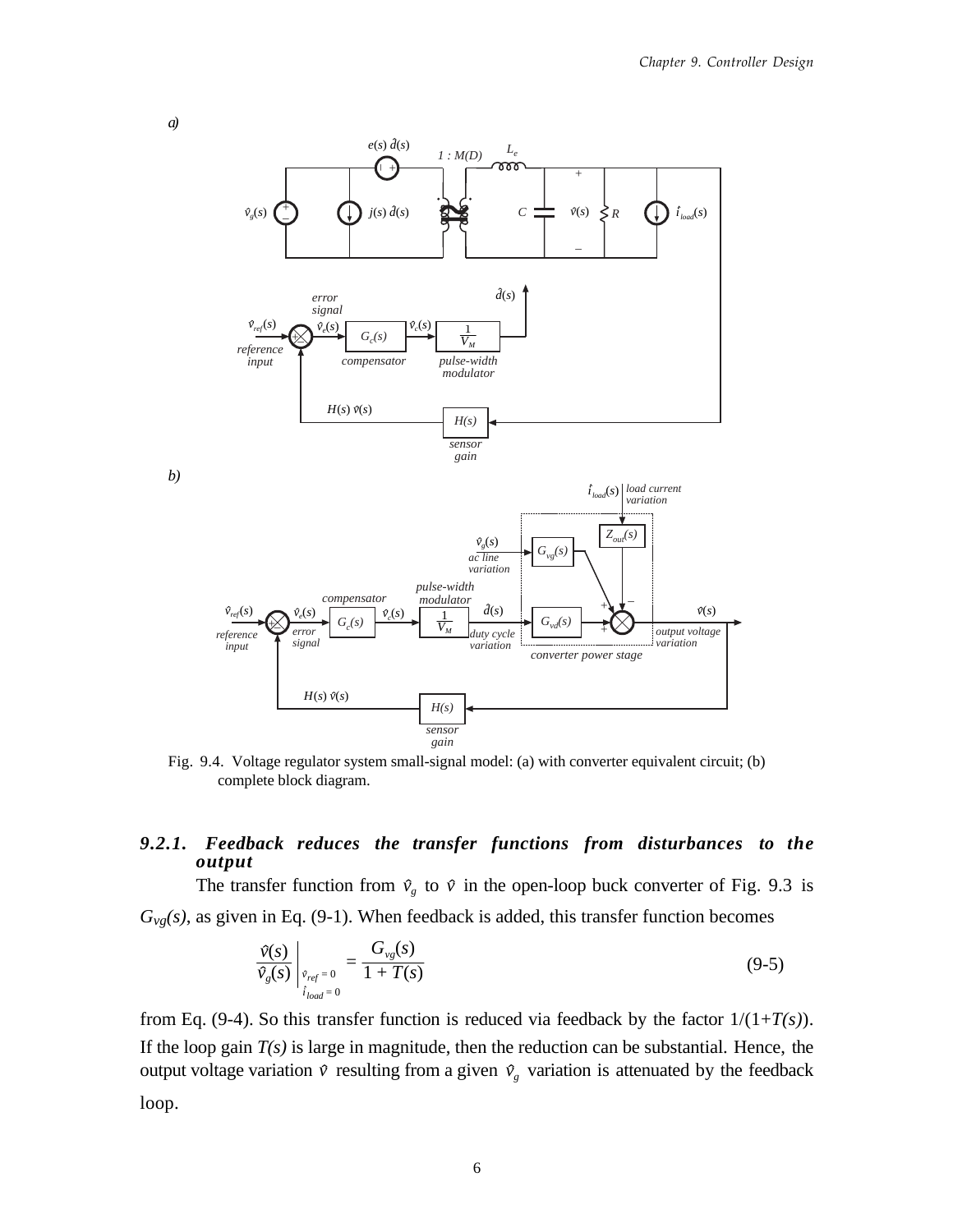a)

b)

Fig. 9.4. Voltage regulator system small-signal model: (a) with converter equivalent circuit; (b) complete block diagram.

### 9.2.1. *Feedback reduces the transfer functions from disturbances to the output*

The transfer function from $\hat{v}_g$ to $\hat{v}$ in the open-loop buck converter of Fig. 9.3 is $G_{vg}(s)$, as given in Eq. (9-1). When feedback is added, this transfer function becomes

$$\left.\frac{\hat{v}(s)}{\hat{v}_g(s)}\right|_{\substack{\hat{v}_{ref}=0\\ \hat{i}_{load}=0}} = \frac{G_{vg}(s)}{1+T(s)} \tag{9-5}$$

from Eq. (9-4). So this transfer function is reduced via feedback by the factor $1/(1+T(s))$. If the loop gain $T(s)$ is large in magnitude, then the reduction can be substantial. Hence, the output voltage variation $\hat{v}$ resulting from a given $\hat{v}_g$ variation is attenuated by the feedback loop.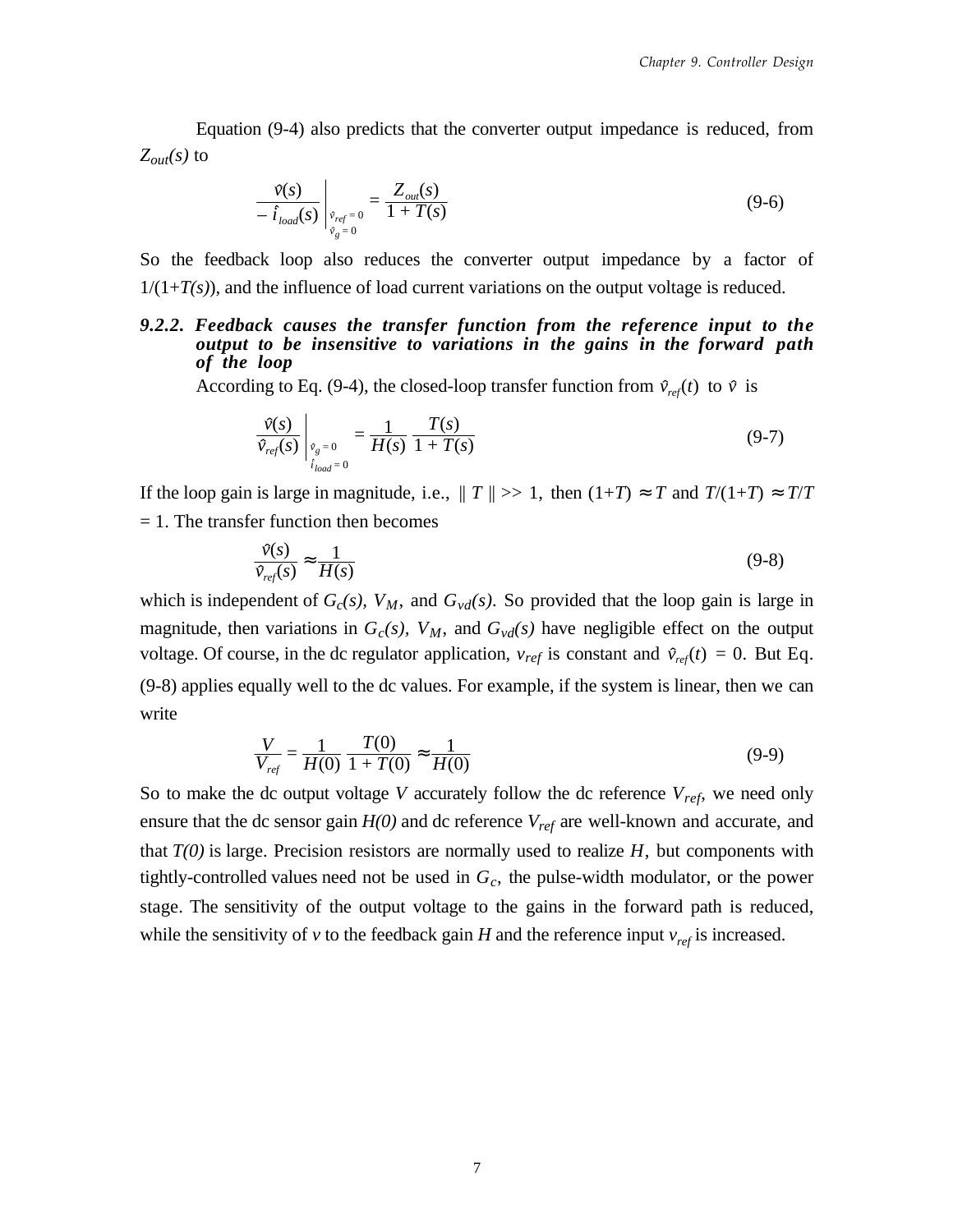Equation (9-4) also predicts that the converter output impedance is reduced, from $Z_{out}(s)$ to

$$\left. \frac{\hat{v}(s)}{-\hat{i}_{load}(s)} \right|_{\substack{\hat{v}_{ref} = 0 \\ \hat{v}_g = 0}} = \frac{Z_{out}(s)}{1 + T(s)} \tag{9-6}$$

So the feedback loop also reduces the converter output impedance by a factor of $1/(1+T(s))$, and the influence of load current variations on the output voltage is reduced.

### 9.2.2. Feedback causes the transfer function from the reference input to the output to be insensitive to variations in the gains in the forward path of the loop

According to Eq. (9-4), the closed-loop transfer function from $\hat{v}_{ref}(t)$ to $\hat{v}$ is

$$\left. \frac{\hat{v}(s)}{\hat{v}_{ref}(s)} \right|_{\substack{\hat{v}_g = 0 \\ \hat{i}_{load} = 0}} = \frac{1}{H(s)} \frac{T(s)}{1 + T(s)} \tag{9-7}$$

If the loop gain is large in magnitude, i.e., $\| T \| >> 1$, then $(1+T) \approx T$ and $T/(1+T) \approx T/T = 1$. The transfer function then becomes

$$\frac{\hat{v}(s)}{\hat{v}_{ref}(s)} \approx \frac{1}{H(s)} \tag{9-8}$$

which is independent of $G_c(s)$, $V_M$, and $G_{vd}(s)$. So provided that the loop gain is large in magnitude, then variations in $G_c(s)$, $V_M$, and $G_{vd}(s)$ have negligible effect on the output voltage. Of course, in the dc regulator application, $v_{ref}$ is constant and $\hat{v}_{ref}(t) = 0$. But Eq. (9-8) applies equally well to the dc values. For example, if the system is linear, then we can write

$$\frac{V}{V_{ref}} = \frac{1}{H(0)} \frac{T(0)}{1 + T(0)} \approx \frac{1}{H(0)} \tag{9-9}$$

So to make the dc output voltage $V$ accurately follow the dc reference $V_{ref}$, we need only ensure that the dc sensor gain $H(0)$ and dc reference $V_{ref}$ are well-known and accurate, and that $T(0)$ is large. Precision resistors are normally used to realize $H$, but components with tightly-controlled values need not be used in $G_c$, the pulse-width modulator, or the power stage. The sensitivity of the output voltage to the gains in the forward path is reduced, while the sensitivity of $v$ to the feedback gain $H$ and the reference input $v_{ref}$ is increased.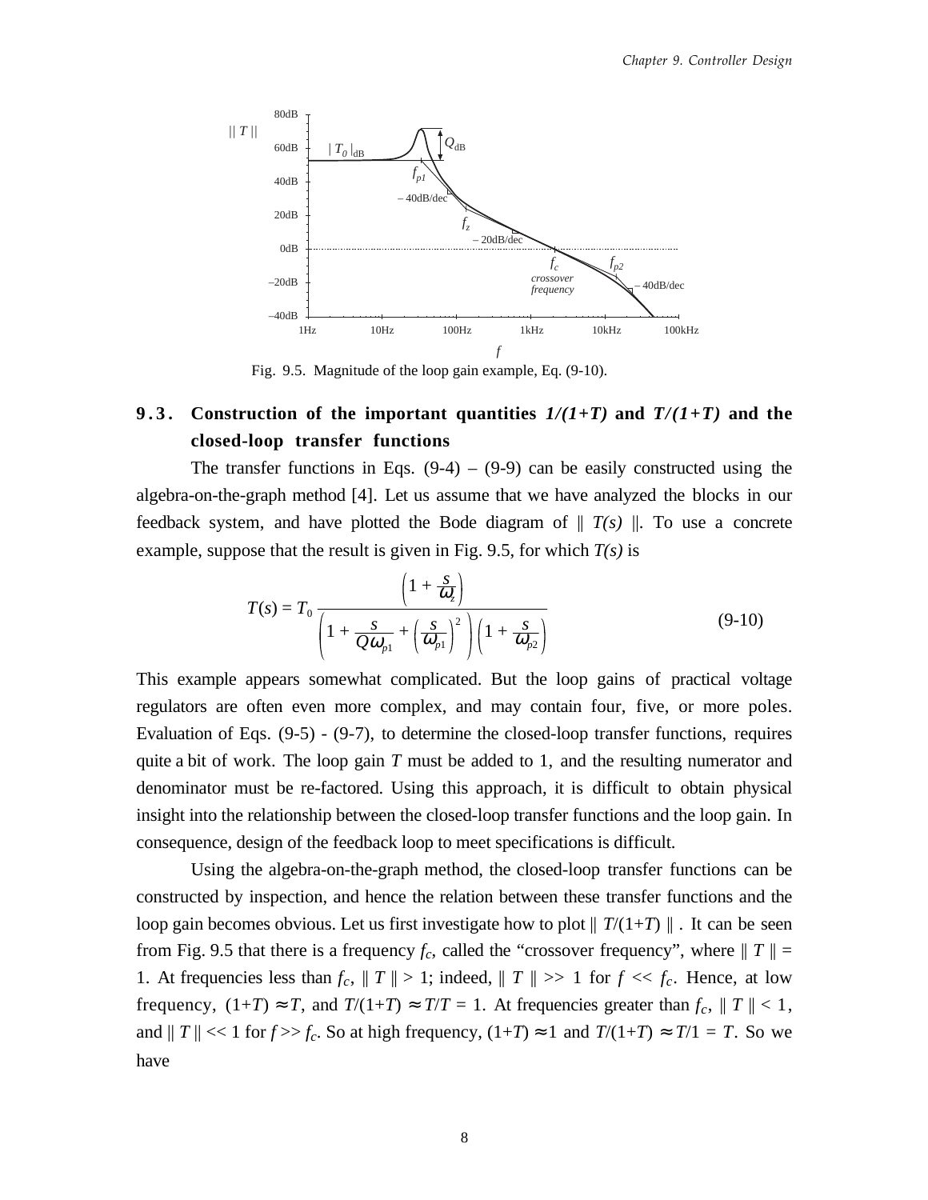Fig. 9.5. Magnitude of the loop gain example, Eq. (9-10).

## 9.3. Construction of the important quantities *1/(1+T)* and *T/(1+T)* and the closed-loop transfer functions

The transfer functions in Eqs. (9-4) – (9-9) can be easily constructed using the algebra-on-the-graph method [4]. Let us assume that we have analyzed the blocks in our feedback system, and have plotted the Bode diagram of $\| T(s) \|$. To use a concrete example, suppose that the result is given in Fig. 9.5, for which $T(s)$ is

$$T(s) = T_0 \frac{\left(1 + \frac{s}{\omega_z}\right)}{\left(1 + \frac{s}{Q\omega_{p1}} + \left(\frac{s}{\omega_{p1}}\right)^2\right)\left(1 + \frac{s}{\omega_{p2}}\right)} \tag{9-10}$$

This example appears somewhat complicated. But the loop gains of practical voltage regulators are often even more complex, and may contain four, five, or more poles. Evaluation of Eqs. (9-5) - (9-7), to determine the closed-loop transfer functions, requires quite a bit of work. The loop gain $T$ must be added to 1, and the resulting numerator and denominator must be re-factored. Using this approach, it is difficult to obtain physical insight into the relationship between the closed-loop transfer functions and the loop gain. In consequence, design of the feedback loop to meet specifications is difficult.

Using the algebra-on-the-graph method, the closed-loop transfer functions can be constructed by inspection, and hence the relation between these transfer functions and the loop gain becomes obvious. Let us first investigate how to plot $\| T/(1+T) \|$. It can be seen from Fig. 9.5 that there is a frequency $f_c$, called the "crossover frequency", where $\| T \| = 1$. At frequencies less than $f_c$, $\| T \| > 1$; indeed, $\| T \| >> 1$ for $f << f_c$. Hence, at low frequency, $(1+T) \approx T$, and $T/(1+T) \approx T/T = 1$. At frequencies greater than $f_c$, $\| T \| < 1$, and $\| T \| << 1$ for $f >> f_c$. So at high frequency, $(1+T) \approx 1$ and $T/(1+T) \approx T/1 = T$. So we have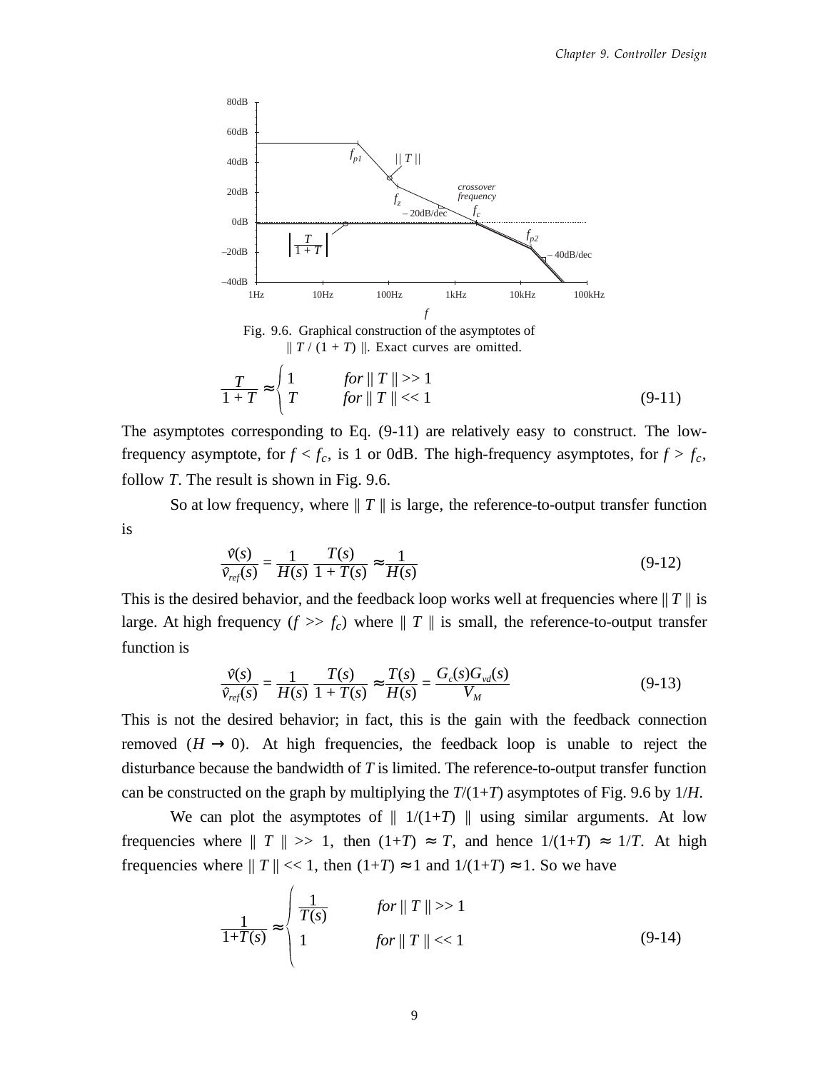Fig. 9.6. Graphical construction of the asymptotes of $\| T / (1 + T) \|$. Exact curves are omitted.

$$\frac{T}{1+T} \approx \begin{cases} 1 & \text{for } \| T \| >> 1 \\ T & \text{for } \| T \| << 1 \end{cases} \tag{9-11}$$

The asymptotes corresponding to Eq. (9-11) are relatively easy to construct. The low-frequency asymptote, for $f < f_c$, is 1 or 0dB. The high-frequency asymptotes, for $f > f_c$, follow $T$. The result is shown in Fig. 9.6.

So at low frequency, where $\| T \|$ is large, the reference-to-output transfer function is

$$\frac{\hat{v}(s)}{\hat{v}_{ref}(s)} = \frac{1}{H(s)} \frac{T(s)}{1+T(s)} \approx \frac{1}{H(s)} \tag{9-12}$$

This is the desired behavior, and the feedback loop works well at frequencies where $\| T \|$ is large. At high frequency ($f >> f_c$) where $\| T \|$ is small, the reference-to-output transfer function is

$$\frac{\hat{v}(s)}{\hat{v}_{ref}(s)} = \frac{1}{H(s)} \frac{T(s)}{1+T(s)} \approx \frac{T(s)}{H(s)} = \frac{G_c(s) G_{vd}(s)}{V_M} \tag{9-13}$$

This is not the desired behavior; in fact, this is the gain with the feedback connection removed ($H \rightarrow 0$). At high frequencies, the feedback loop is unable to reject the disturbance because the bandwidth of $T$ is limited. The reference-to-output transfer function can be constructed on the graph by multiplying the $T/(1+T)$ asymptotes of Fig. 9.6 by $1/H$.

We can plot the asymptotes of $\| 1/(1+T) \|$ using similar arguments. At low frequencies where $\| T \| >> 1$, then $(1+T) \approx T$, and hence $1/(1+T) \approx 1/T$. At high frequencies where $\| T \| << 1$, then $(1+T) \approx 1$ and $1/(1+T) \approx 1$. So we have

$$\frac{1}{1+T(s)} \approx \begin{cases} \dfrac{1}{T(s)} & \text{for } \| T \| >> 1 \\ 1 & \text{for } \| T \| << 1 \end{cases} \tag{9-14}$$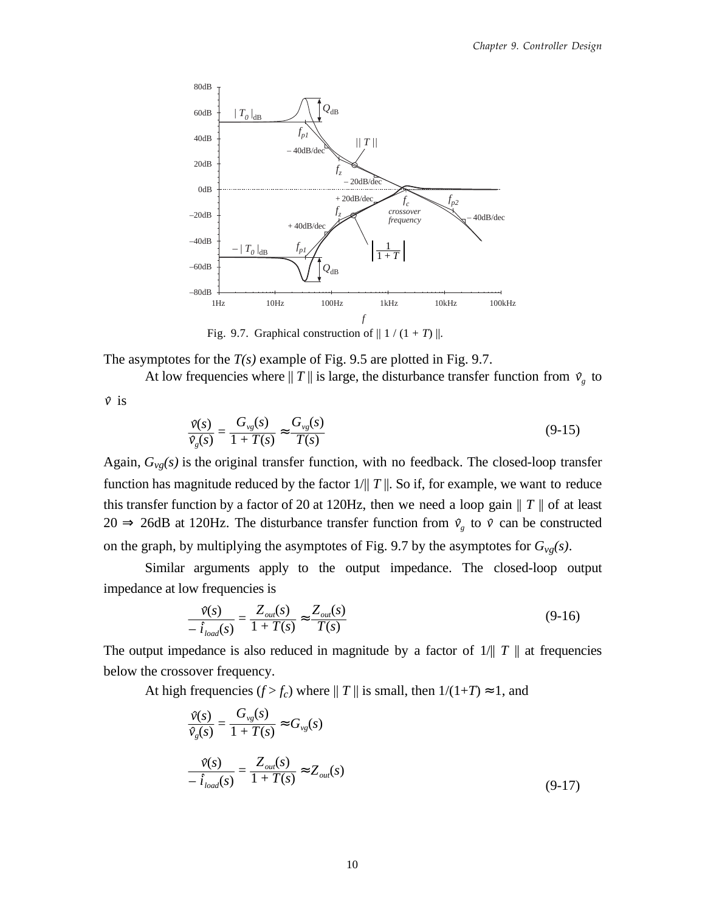Fig. 9.7. Graphical construction of $\| 1 / (1 + T) \|$.

The asymptotes for the *T(s)* example of Fig. 9.5 are plotted in Fig. 9.7.

At low frequencies where $\| T \|$ is large, the disturbance transfer function from $\hat{v}_g$ to $\hat{v}$ is

$$\frac{\hat{v}(s)}{\hat{v}_g(s)} = \frac{G_{vg}(s)}{1 + T(s)} \approx \frac{G_{vg}(s)}{T(s)} \tag{9-15}$$

Again, $G_{vg}(s)$ is the original transfer function, with no feedback. The closed-loop transfer function has magnitude reduced by the factor $1/\| T \|$. So if, for example, we want to reduce this transfer function by a factor of 20 at 120Hz, then we need a loop gain $\| T \|$ of at least $20 \Rightarrow$ 26dB at 120Hz. The disturbance transfer function from $\hat{v}_g$ to $\hat{v}$ can be constructed on the graph, by multiplying the asymptotes of Fig. 9.7 by the asymptotes for $G_{vg}(s)$.

Similar arguments apply to the output impedance. The closed-loop output impedance at low frequencies is

$$\frac{\hat{v}(s)}{-\hat{i}_{load}(s)} = \frac{Z_{out}(s)}{1 + T(s)} \approx \frac{Z_{out}(s)}{T(s)} \tag{9-16}$$

The output impedance is also reduced in magnitude by a factor of $1/\| T \|$ at frequencies below the crossover frequency.

At high frequencies ($f > f_c$) where $\| T \|$ is small, then $1/(1+T) \approx 1$, and

$$\frac{\hat{v}(s)}{\hat{v}_g(s)} = \frac{G_{vg}(s)}{1 + T(s)} \approx G_{vg}(s)$$

$$\frac{\hat{v}(s)}{-\hat{i}_{load}(s)} = \frac{Z_{out}(s)}{1 + T(s)} \approx Z_{out}(s) \tag{9-17}$$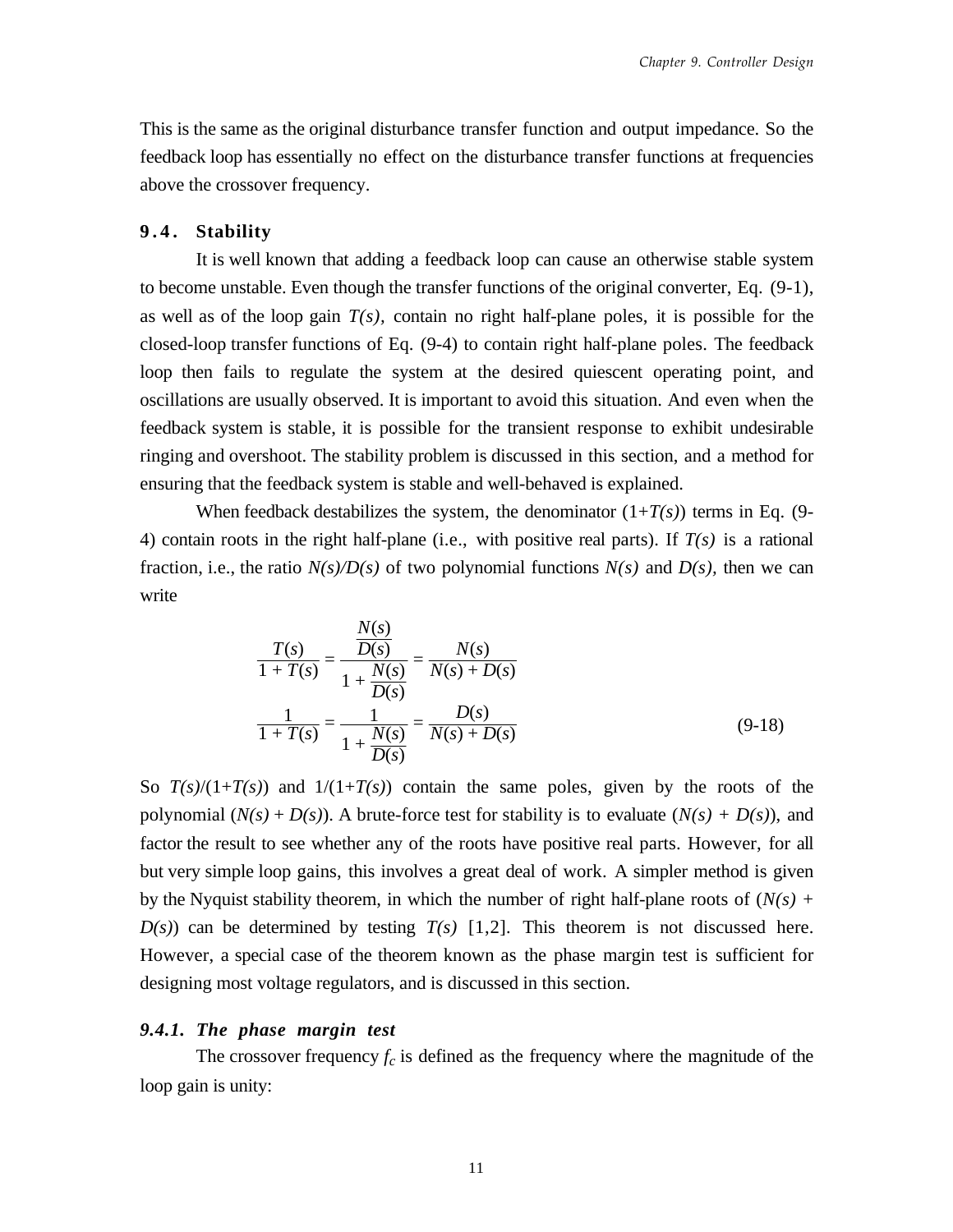This is the same as the original disturbance transfer function and output impedance. So the feedback loop has essentially no effect on the disturbance transfer functions at frequencies above the crossover frequency.

## 9.4. Stability

It is well known that adding a feedback loop can cause an otherwise stable system to become unstable. Even though the transfer functions of the original converter, Eq. (9-1), as well as of the loop gain $T(s)$, contain no right half-plane poles, it is possible for the closed-loop transfer functions of Eq. (9-4) to contain right half-plane poles. The feedback loop then fails to regulate the system at the desired quiescent operating point, and oscillations are usually observed. It is important to avoid this situation. And even when the feedback system is stable, it is possible for the transient response to exhibit undesirable ringing and overshoot. The stability problem is discussed in this section, and a method for ensuring that the feedback system is stable and well-behaved is explained.

When feedback destabilizes the system, the denominator $(1+T(s))$ terms in Eq. (9-4) contain roots in the right half-plane (i.e., with positive real parts). If $T(s)$ is a rational fraction, i.e., the ratio $N(s)/D(s)$ of two polynomial functions $N(s)$ and $D(s)$, then we can write

$$
\begin{aligned}
\frac{T(s)}{1+T(s)} &= \frac{\dfrac{N(s)}{D(s)}}{1+\dfrac{N(s)}{D(s)}} = \frac{N(s)}{N(s)+D(s)} \\
\frac{1}{1+T(s)} &= \frac{1}{1+\dfrac{N(s)}{D(s)}} = \frac{D(s)}{N(s)+D(s)}
\end{aligned}
\tag{9-18}
$$

So $T(s)/(1+T(s))$ and $1/(1+T(s))$ contain the same poles, given by the roots of the polynomial $(N(s) + D(s))$. A brute-force test for stability is to evaluate $(N(s) + D(s))$, and factor the result to see whether any of the roots have positive real parts. However, for all but very simple loop gains, this involves a great deal of work. A simpler method is given by the Nyquist stability theorem, in which the number of right half-plane roots of $(N(s) + D(s))$ can be determined by testing $T(s)$ [1,2]. This theorem is not discussed here. However, a special case of the theorem known as the phase margin test is sufficient for designing most voltage regulators, and is discussed in this section.

### *9.4.1. The phase margin test*

The crossover frequency $f_c$ is defined as the frequency where the magnitude of the loop gain is unity: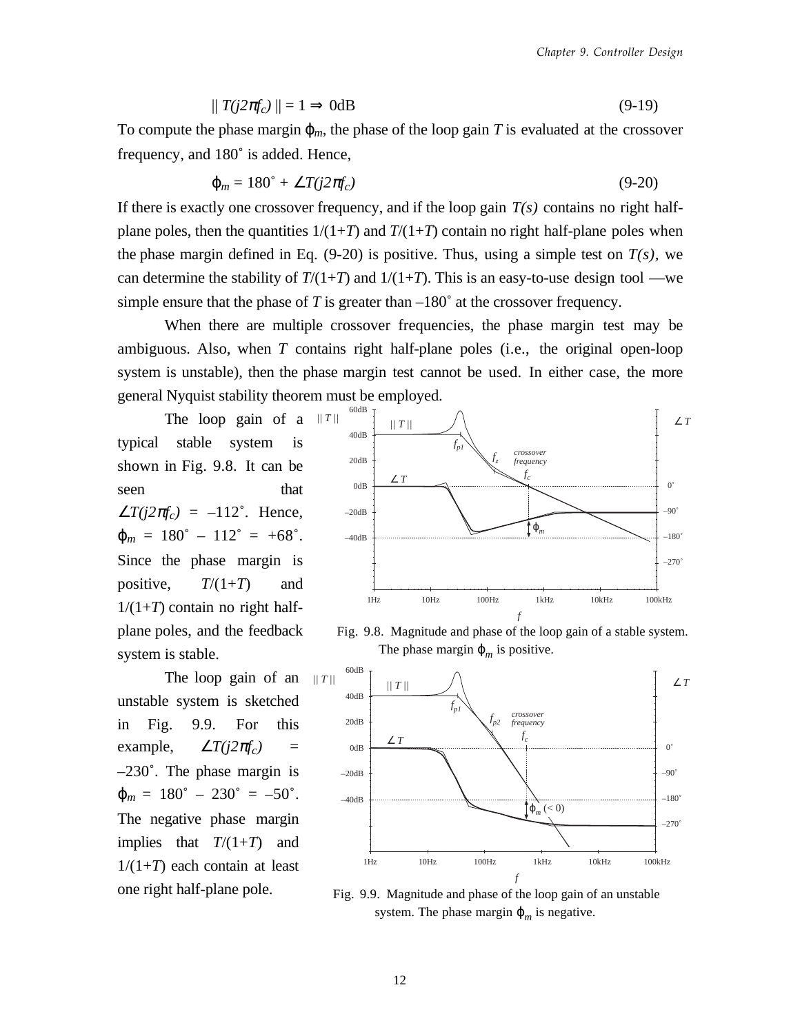$$\| T(j2\pi f_c) \| = 1 \Rightarrow 0\text{dB} \tag{9-19}$$

To compute the phase margin $\varphi_m$, the phase of the loop gain $T$ is evaluated at the crossover frequency, and 180˚ is added. Hence,

$$\varphi_m = 180^\circ + \angle T(j2\pi f_c) \tag{9-20}$$

If there is exactly one crossover frequency, and if the loop gain $T(s)$ contains no right half-plane poles, then the quantities $1/(1+T)$ and $T/(1+T)$ contain no right half-plane poles when the phase margin defined in Eq. (9-20) is positive. Thus, using a simple test on $T(s)$, we can determine the stability of $T/(1+T)$ and $1/(1+T)$. This is an easy-to-use design tool —we simple ensure that the phase of $T$ is greater than –180˚ at the crossover frequency.

When there are multiple crossover frequencies, the phase margin test may be ambiguous. Also, when $T$ contains right half-plane poles (i.e., the original open-loop system is unstable), then the phase margin test cannot be used. In either case, the more general Nyquist stability theorem must be employed.

The loop gain of a typical stable system is shown in Fig. 9.8. It can be seen that $\angle T(j2\pi f_c) = -112^\circ$. Hence, $\varphi_m = 180^\circ - 112^\circ = +68^\circ$. Since the phase margin is positive, $T/(1+T)$ and $1/(1+T)$ contain no right half-plane poles, and the feedback system is stable.

Fig. 9.8. Magnitude and phase of the loop gain of a stable system. The phase margin $\varphi_m$ is positive.

The loop gain of an unstable system is sketched in Fig. 9.9. For this example, $\angle T(j2\pi f_c) = -230^\circ$. The phase margin is $\varphi_m = 180^\circ - 230^\circ = -50^\circ$. The negative phase margin implies that $T/(1+T)$ and $1/(1+T)$ each contain at least one right half-plane pole.

Fig. 9.9. Magnitude and phase of the loop gain of an unstable system. The phase margin $\varphi_m$ is negative.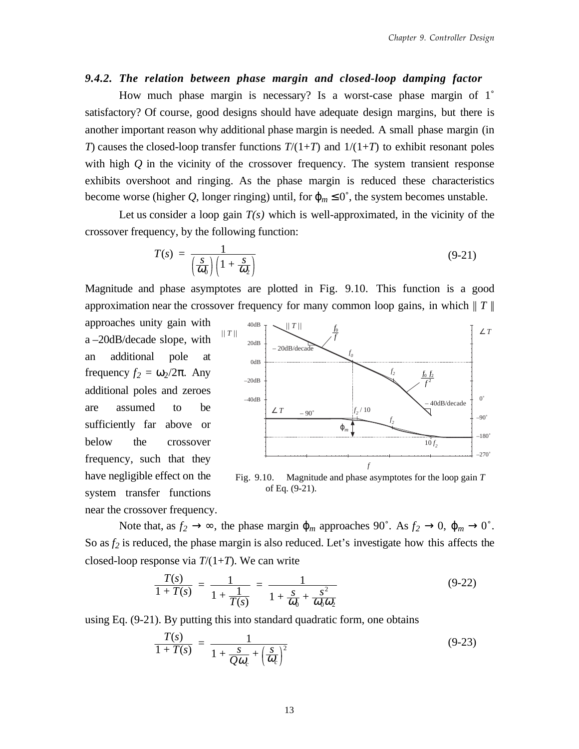### 9.4.2. The relation between phase margin and closed-loop damping factor

How much phase margin is necessary? Is a worst-case phase margin of 1˚ satisfactory? Of course, good designs should have adequate design margins, but there is another important reason why additional phase margin is needed. A small phase margin (in $T$) causes the closed-loop transfer functions $T/(1+T)$ and $1/(1+T)$ to exhibit resonant poles with high $Q$ in the vicinity of the crossover frequency. The system transient response exhibits overshoot and ringing. As the phase margin is reduced these characteristics become worse (higher $Q$, longer ringing) until, for $\varphi_m \le 0˚$, the system becomes unstable.

Let us consider a loop gain $T(s)$ which is well-approximated, in the vicinity of the crossover frequency, by the following function:

$$T(s) = \frac{1}{\left(\frac{s}{\omega_0}\right)\left(1 + \frac{s}{\omega_2}\right)} \tag{9-21}$$

Magnitude and phase asymptotes are plotted in Fig. 9.10. This function is a good approximation near the crossover frequency for many common loop gains, in which $\| T \|$ approaches unity gain with a –20dB/decade slope, with an additional pole at frequency $f_2 = \omega_2/2\pi$. Any additional poles and zeroes are assumed to be sufficiently far above or below the crossover frequency, such that they have negligible effect on the system transfer functions near the crossover frequency.

Fig. 9.10. Magnitude and phase asymptotes for the loop gain $T$ of Eq. (9-21).

Note that, as $f_2 \to \infty$, the phase margin $\varphi_m$ approaches 90˚. As $f_2 \to 0$, $\varphi_m \to 0˚$. So as $f_2$ is reduced, the phase margin is also reduced. Let's investigate how this affects the closed-loop response via $T/(1+T)$. We can write

$$\frac{T(s)}{1 + T(s)} = \frac{1}{1 + \frac{1}{T(s)}} = \frac{1}{1 + \frac{s}{\omega_0} + \frac{s^2}{\omega_0 \omega_2}} \tag{9-22}$$

using Eq. (9-21). By putting this into standard quadratic form, one obtains

$$\frac{T(s)}{1 + T(s)} = \frac{1}{1 + \frac{s}{Q\omega_c} + \left(\frac{s}{\omega_c}\right)^2} \tag{9-23}$$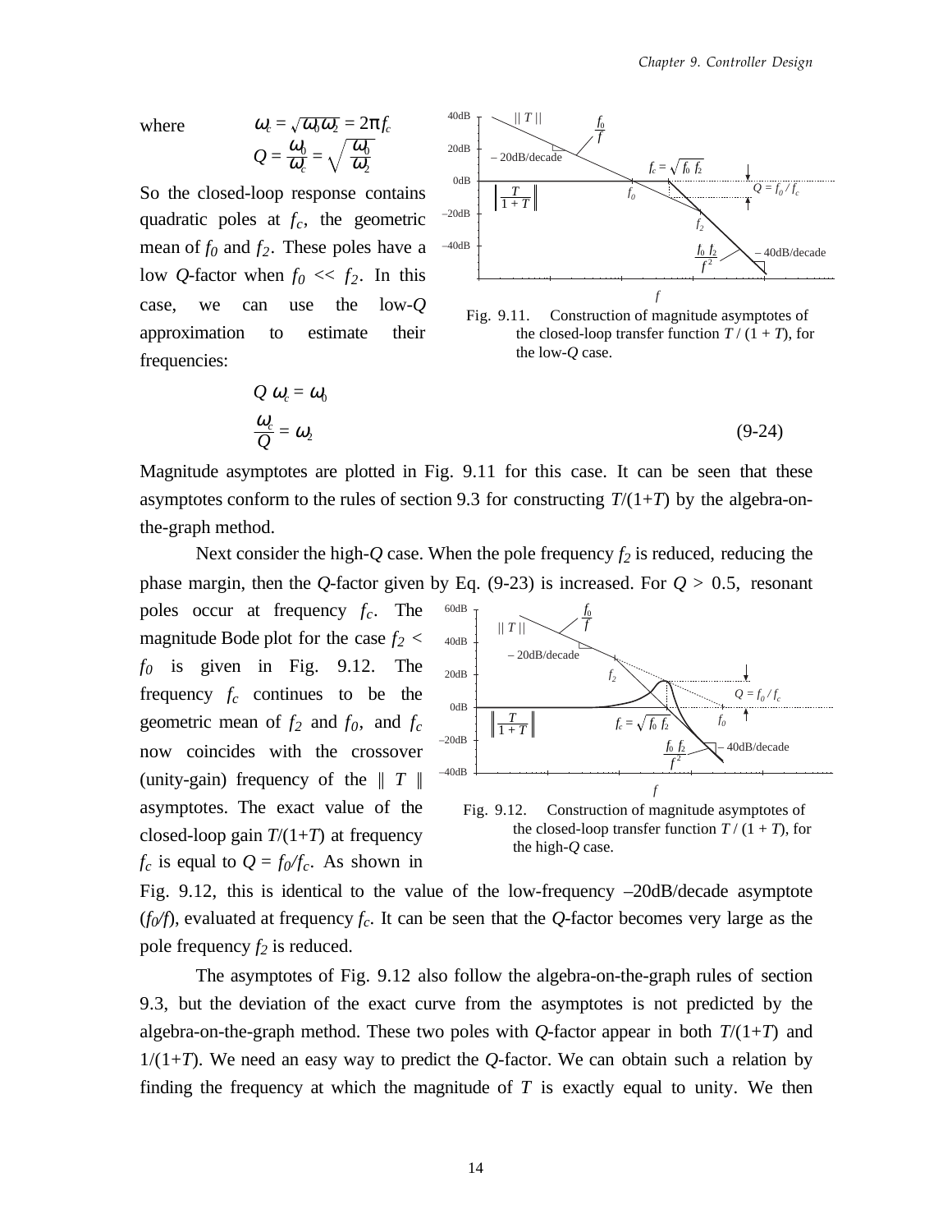where

$$\omega_c = \sqrt{\omega_0 \omega_2} = 2\pi f_c$$
$$Q = \frac{\omega_0}{\omega_c} = \sqrt{\frac{\omega_0}{\omega_2}}$$

So the closed-loop response contains quadratic poles at $f_c$, the geometric mean of $f_0$ and $f_2$. These poles have a low $Q$-factor when $f_0 << f_2$. In this case, we can use the low-$Q$ approximation to estimate their frequencies:

$$Q\,\omega_c = \omega_0$$
$$\frac{\omega_c}{Q} = \omega_2 \qquad \text{(9-24)}$$

Fig. 9.11. Construction of magnitude asymptotes of the closed-loop transfer function $T / (1 + T)$, for the low-$Q$ case.

Magnitude asymptotes are plotted in Fig. 9.11 for this case. It can be seen that these asymptotes conform to the rules of section 9.3 for constructing $T/(1+T)$ by the algebra-on-the-graph method.

Next consider the high-$Q$ case. When the pole frequency $f_2$ is reduced, reducing the phase margin, then the $Q$-factor given by Eq. (9-23) is increased. For $Q > 0.5$, resonant poles occur at frequency $f_c$. The magnitude Bode plot for the case $f_2 < f_0$ is given in Fig. 9.12. The frequency $f_c$ continues to be the geometric mean of $f_2$ and $f_0$, and $f_c$ now coincides with the crossover (unity-gain) frequency of the $\| T \|$ asymptotes. The exact value of the closed-loop gain $T/(1+T)$ at frequency $f_c$ is equal to $Q = f_0/f_c$. As shown in Fig. 9.12, this is identical to the value of the low-frequency –20dB/decade asymptote ($f_0/f$), evaluated at frequency $f_c$. It can be seen that the $Q$-factor becomes very large as the pole frequency $f_2$ is reduced.

Fig. 9.12. Construction of magnitude asymptotes of the closed-loop transfer function $T / (1 + T)$, for the high-$Q$ case.

The asymptotes of Fig. 9.12 also follow the algebra-on-the-graph rules of section 9.3, but the deviation of the exact curve from the asymptotes is not predicted by the algebra-on-the-graph method. These two poles with $Q$-factor appear in both $T/(1+T)$ and $1/(1+T)$. We need an easy way to predict the $Q$-factor. We can obtain such a relation by finding the frequency at which the magnitude of $T$ is exactly equal to unity. We then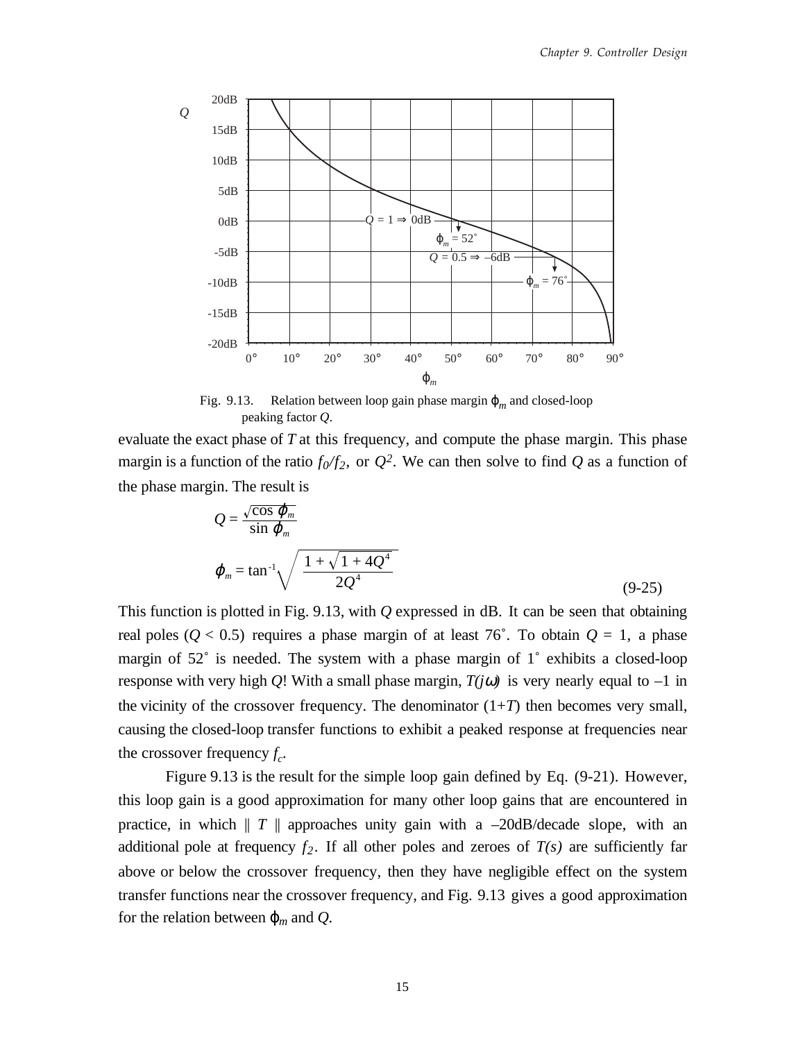Fig. 9.13. Relation between loop gain phase margin $\varphi_m$ and closed-loop peaking factor $Q$.

evaluate the exact phase of $T$ at this frequency, and compute the phase margin. This phase margin is a function of the ratio $f_0/f_2$, or $Q^2$. We can then solve to find $Q$ as a function of the phase margin. The result is

$$Q = \frac{\sqrt{\cos \varphi_m}}{\sin \varphi_m}$$

$$\varphi_m = \tan^{-1} \sqrt{\frac{1 + \sqrt{1 + 4Q^4}}{2Q^4}} \tag{9-25}$$

This function is plotted in Fig. 9.13, with $Q$ expressed in dB. It can be seen that obtaining real poles ($Q < 0.5$) requires a phase margin of at least 76˚. To obtain $Q = 1$, a phase margin of 52˚ is needed. The system with a phase margin of 1˚ exhibits a closed-loop response with very high $Q$! With a small phase margin, $T(j\omega)$ is very nearly equal to –1 in the vicinity of the crossover frequency. The denominator $(1+T)$ then becomes very small, causing the closed-loop transfer functions to exhibit a peaked response at frequencies near the crossover frequency $f_c$.

Figure 9.13 is the result for the simple loop gain defined by Eq. (9-21). However, this loop gain is a good approximation for many other loop gains that are encountered in practice, in which $\| T \|$ approaches unity gain with a –20dB/decade slope, with an additional pole at frequency $f_2$. If all other poles and zeroes of $T(s)$ are sufficiently far above or below the crossover frequency, then they have negligible effect on the system transfer functions near the crossover frequency, and Fig. 9.13 gives a good approximation for the relation between $\varphi_m$ and $Q$.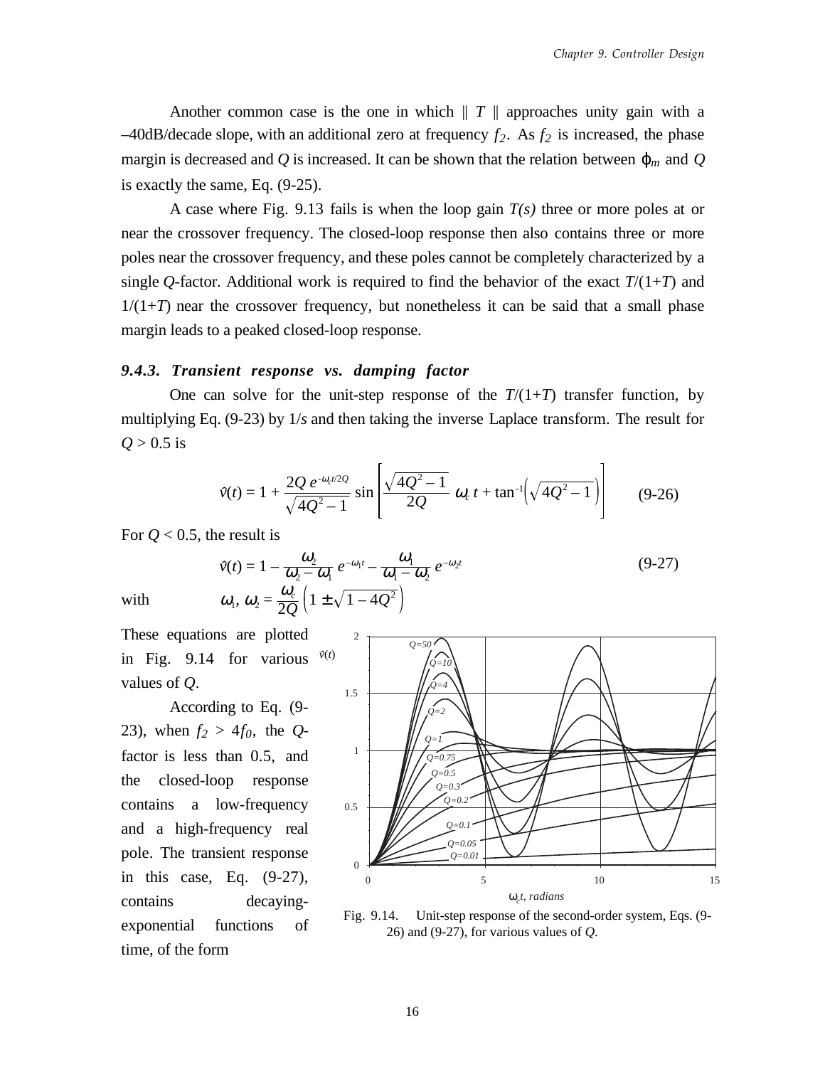Another common case is the one in which $\| T \|$ approaches unity gain with a –40dB/decade slope, with an additional zero at frequency $f_2$. As $f_2$ is increased, the phase margin is decreased and $Q$ is increased. It can be shown that the relation between $\varphi_m$ and $Q$ is exactly the same, Eq. (9-25).

A case where Fig. 9.13 fails is when the loop gain $T(s)$ three or more poles at or near the crossover frequency. The closed-loop response then also contains three or more poles near the crossover frequency, and these poles cannot be completely characterized by a single $Q$-factor. Additional work is required to find the behavior of the exact $T/(1+T)$ and $1/(1+T)$ near the crossover frequency, but nonetheless it can be said that a small phase margin leads to a peaked closed-loop response.

### *9.4.3. Transient response vs. damping factor*

One can solve for the unit-step response of the $T/(1+T)$ transfer function, by multiplying Eq. (9-23) by $1/s$ and then taking the inverse Laplace transform. The result for $Q > 0.5$ is

$$\hat{v}(t) = 1 + \frac{2Q\, e^{-\omega_c t/2Q}}{\sqrt{4Q^2-1}} \sin\left[\frac{\sqrt{4Q^2-1}}{2Q}\,\omega_c t + \tan^{-1}\left(\sqrt{4Q^2-1}\right)\right] \qquad \text{(9-26)}$$

For $Q < 0.5$, the result is

$$\hat{v}(t) = 1 - \frac{\omega_2}{\omega_2 - \omega_1}\, e^{-\omega_1 t} - \frac{\omega_1}{\omega_1 - \omega_2}\, e^{-\omega_2 t} \qquad \text{(9-27)}$$

with
$$\omega_1,\, \omega_2 = \frac{\omega_c}{2Q}\left(1 \pm \sqrt{1-4Q^2}\right)$$

These equations are plotted in Fig. 9.14 for various values of $Q$.

According to Eq. (9-23), when $f_2 > 4f_0$, the $Q$-factor is less than 0.5, and the closed-loop response contains a low-frequency and a high-frequency real pole. The transient response in this case, Eq. (9-27), contains decaying-exponential functions of time, of the form

Fig. 9.14. Unit-step response of the second-order system, Eqs. (9-26) and (9-27), for various values of $Q$.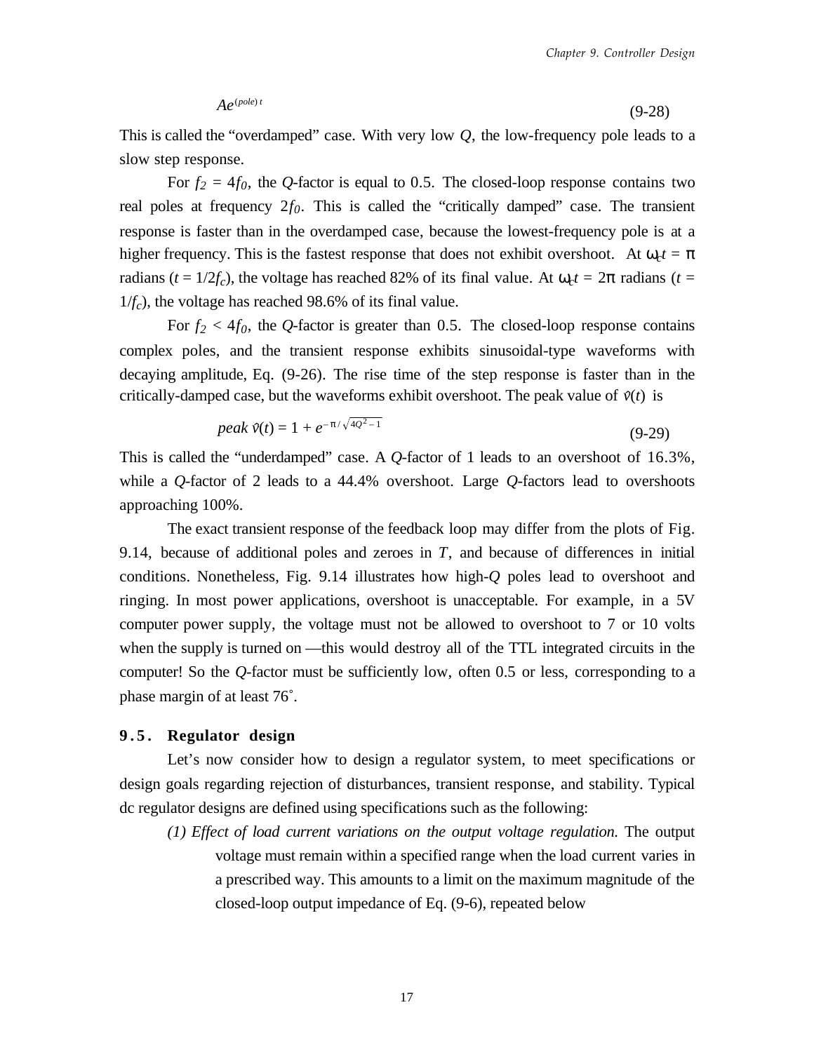$$Ae^{(pole)\,t} \tag{9-28}$$

This is called the "overdamped" case. With very low $Q$, the low-frequency pole leads to a slow step response.

For $f_2 = 4f_0$, the $Q$-factor is equal to 0.5. The closed-loop response contains two real poles at frequency $2f_0$. This is called the "critically damped" case. The transient response is faster than in the overdamped case, because the lowest-frequency pole is at a higher frequency. This is the fastest response that does not exhibit overshoot. At $\omega_c t = \pi$ radians ($t = 1/2f_c$), the voltage has reached 82% of its final value. At $\omega_c t = 2\pi$ radians ($t = 1/f_c$), the voltage has reached 98.6% of its final value.

For $f_2 < 4f_0$, the $Q$-factor is greater than 0.5. The closed-loop response contains complex poles, and the transient response exhibits sinusoidal-type waveforms with decaying amplitude, Eq. (9-26). The rise time of the step response is faster than in the critically-damped case, but the waveforms exhibit overshoot. The peak value of $\hat{v}(t)$ is

$$peak\ \hat{v}(t) = 1 + e^{-\pi/\sqrt{4Q^2-1}} \tag{9-29}$$

This is called the "underdamped" case. A $Q$-factor of 1 leads to an overshoot of 16.3%, while a $Q$-factor of 2 leads to a 44.4% overshoot. Large $Q$-factors lead to overshoots approaching 100%.

The exact transient response of the feedback loop may differ from the plots of Fig. 9.14, because of additional poles and zeroes in $T$, and because of differences in initial conditions. Nonetheless, Fig. 9.14 illustrates how high-$Q$ poles lead to overshoot and ringing. In most power applications, overshoot is unacceptable. For example, in a 5V computer power supply, the voltage must not be allowed to overshoot to 7 or 10 volts when the supply is turned on —this would destroy all of the TTL integrated circuits in the computer! So the $Q$-factor must be sufficiently low, often 0.5 or less, corresponding to a phase margin of at least 76˚.

## 9.5. Regulator design

Let's now consider how to design a regulator system, to meet specifications or design goals regarding rejection of disturbances, transient response, and stability. Typical dc regulator designs are defined using specifications such as the following:

*(1) Effect of load current variations on the output voltage regulation.* The output voltage must remain within a specified range when the load current varies in a prescribed way. This amounts to a limit on the maximum magnitude of the closed-loop output impedance of Eq. (9-6), repeated below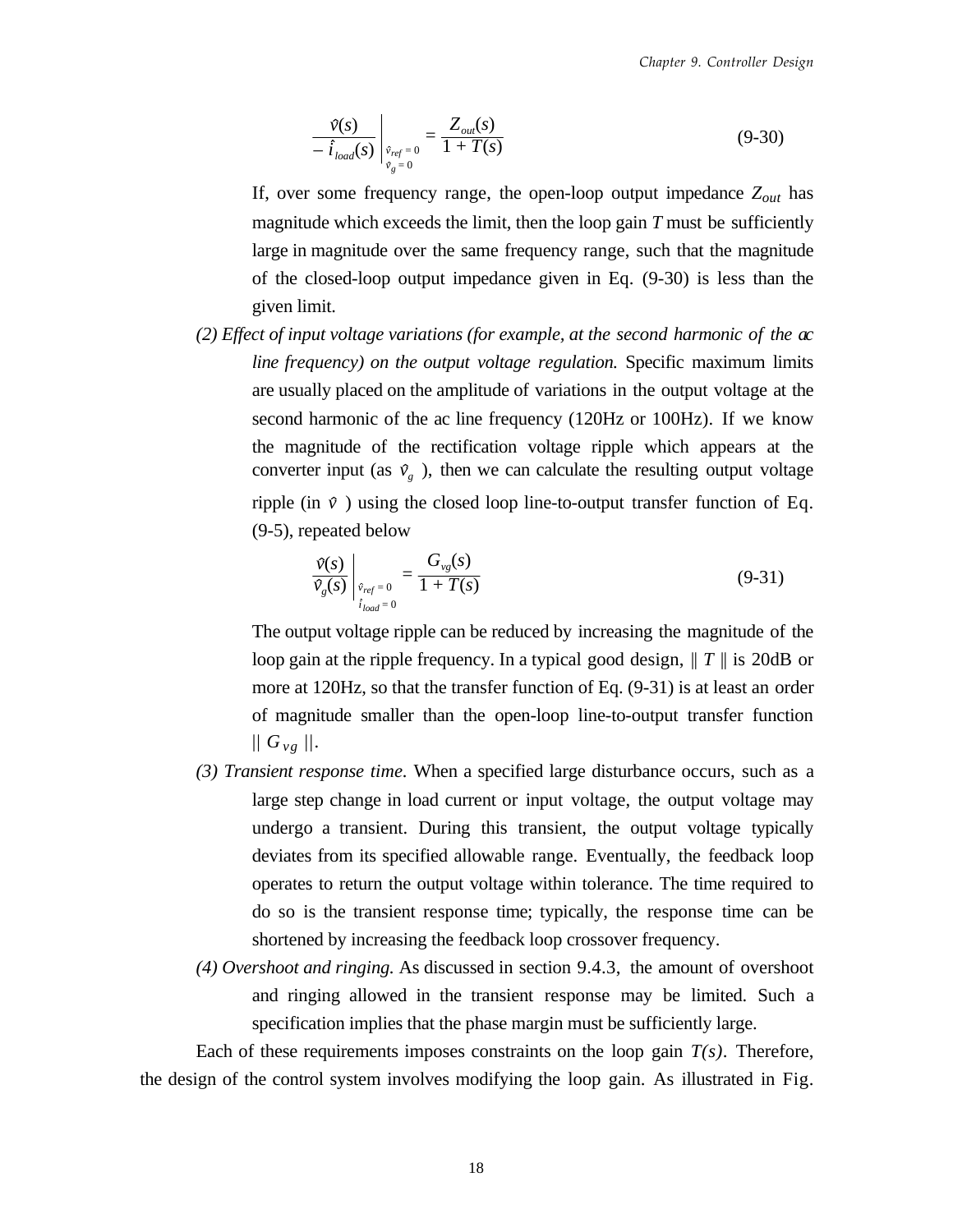$$\left.\frac{\hat{v}(s)}{-\hat{i}_{load}(s)}\right|_{\substack{\hat{v}_{ref}=0\\ \hat{v}_g=0}} = \frac{Z_{out}(s)}{1+T(s)} \qquad \text{(9-30)}$$

If, over some frequency range, the open-loop output impedance $Z_{out}$ has magnitude which exceeds the limit, then the loop gain $T$ must be sufficiently large in magnitude over the same frequency range, such that the magnitude of the closed-loop output impedance given in Eq. (9-30) is less than the given limit.

*(2) Effect of input voltage variations (for example, at the second harmonic of the ac line frequency) on the output voltage regulation.* Specific maximum limits are usually placed on the amplitude of variations in the output voltage at the second harmonic of the ac line frequency (120Hz or 100Hz). If we know the magnitude of the rectification voltage ripple which appears at the converter input (as $\hat{v}_g$ ), then we can calculate the resulting output voltage ripple (in $\hat{v}$ ) using the closed loop line-to-output transfer function of Eq. (9-5), repeated below

$$\left.\frac{\hat{v}(s)}{\hat{v}_g(s)}\right|_{\substack{\hat{v}_{ref}=0\\ \hat{i}_{load}=0}} = \frac{G_{vg}(s)}{1+T(s)} \qquad \text{(9-31)}$$

The output voltage ripple can be reduced by increasing the magnitude of the loop gain at the ripple frequency. In a typical good design, $\| T \|$ is 20dB or more at 120Hz, so that the transfer function of Eq. (9-31) is at least an order of magnitude smaller than the open-loop line-to-output transfer function $\| G_{vg} \|$.

*(3) Transient response time.* When a specified large disturbance occurs, such as a large step change in load current or input voltage, the output voltage may undergo a transient. During this transient, the output voltage typically deviates from its specified allowable range. Eventually, the feedback loop operates to return the output voltage within tolerance. The time required to do so is the transient response time; typically, the response time can be shortened by increasing the feedback loop crossover frequency.

*(4) Overshoot and ringing.* As discussed in section 9.4.3, the amount of overshoot and ringing allowed in the transient response may be limited. Such a specification implies that the phase margin must be sufficiently large.

Each of these requirements imposes constraints on the loop gain $T(s)$. Therefore, the design of the control system involves modifying the loop gain. As illustrated in Fig.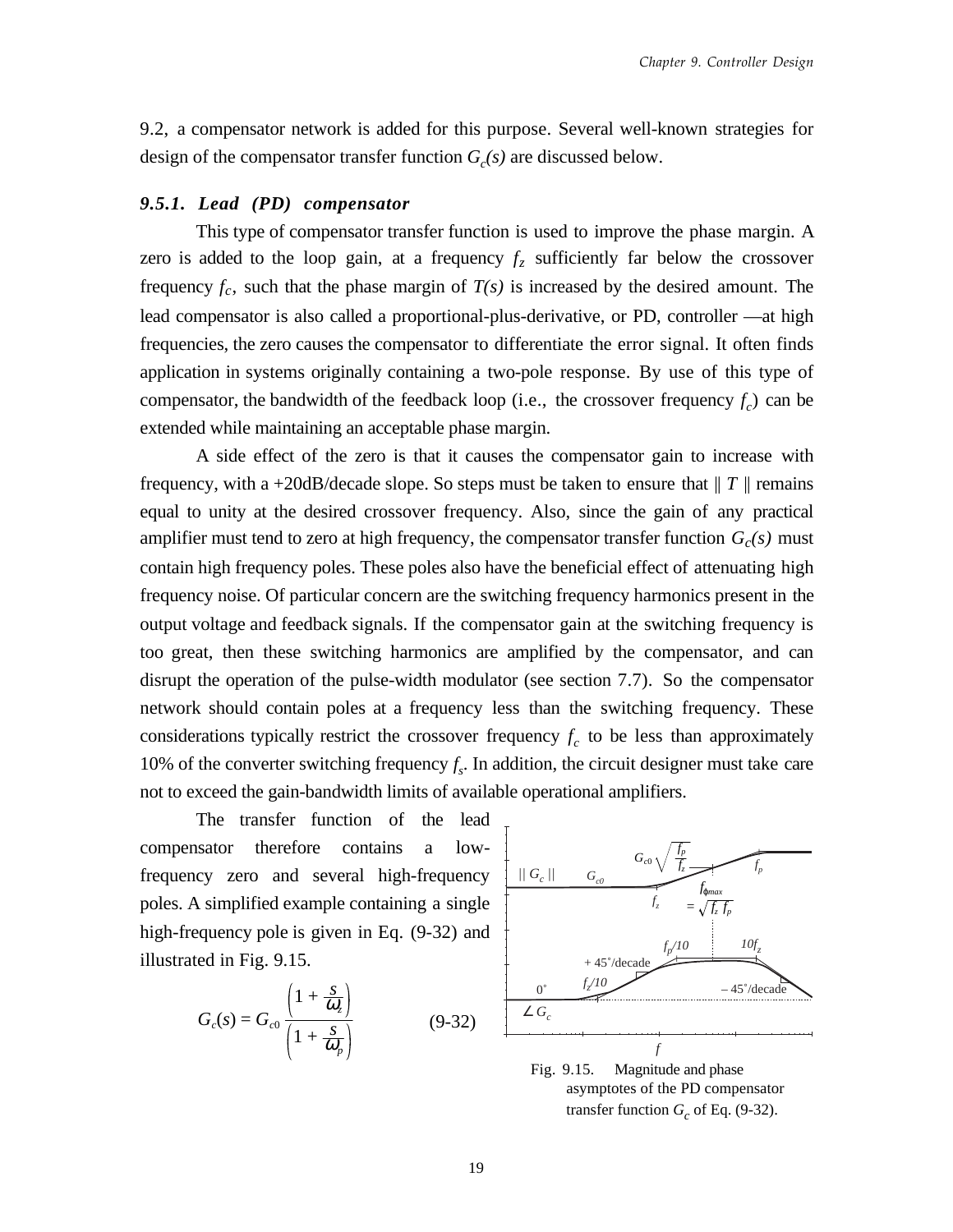9.2, a compensator network is added for this purpose. Several well-known strategies for design of the compensator transfer function $G_c(s)$ are discussed below.

### *9.5.1. Lead (PD) compensator*

This type of compensator transfer function is used to improve the phase margin. A zero is added to the loop gain, at a frequency $f_z$ sufficiently far below the crossover frequency $f_c$, such that the phase margin of $T(s)$ is increased by the desired amount. The lead compensator is also called a proportional-plus-derivative, or PD, controller —at high frequencies, the zero causes the compensator to differentiate the error signal. It often finds application in systems originally containing a two-pole response. By use of this type of compensator, the bandwidth of the feedback loop (i.e., the crossover frequency $f_c$) can be extended while maintaining an acceptable phase margin.

A side effect of the zero is that it causes the compensator gain to increase with frequency, with a +20dB/decade slope. So steps must be taken to ensure that $\| T \|$ remains equal to unity at the desired crossover frequency. Also, since the gain of any practical amplifier must tend to zero at high frequency, the compensator transfer function $G_c(s)$ must contain high frequency poles. These poles also have the beneficial effect of attenuating high frequency noise. Of particular concern are the switching frequency harmonics present in the output voltage and feedback signals. If the compensator gain at the switching frequency is too great, then these switching harmonics are amplified by the compensator, and can disrupt the operation of the pulse-width modulator (see section 7.7). So the compensator network should contain poles at a frequency less than the switching frequency. These considerations typically restrict the crossover frequency $f_c$ to be less than approximately 10% of the converter switching frequency $f_s$. In addition, the circuit designer must take care not to exceed the gain-bandwidth limits of available operational amplifiers.

The transfer function of the lead compensator therefore contains a low-frequency zero and several high-frequency poles. A simplified example containing a single high-frequency pole is given in Eq. (9-32) and illustrated in Fig. 9.15.

$$G_c(s) = G_{c0} \frac{\left(1 + \frac{s}{\omega_z}\right)}{\left(1 + \frac{s}{\omega_p}\right)} \qquad \text{(9-32)}$$

Fig. 9.15. Magnitude and phase asymptotes of the PD compensator transfer function $G_c$ of Eq. (9-32).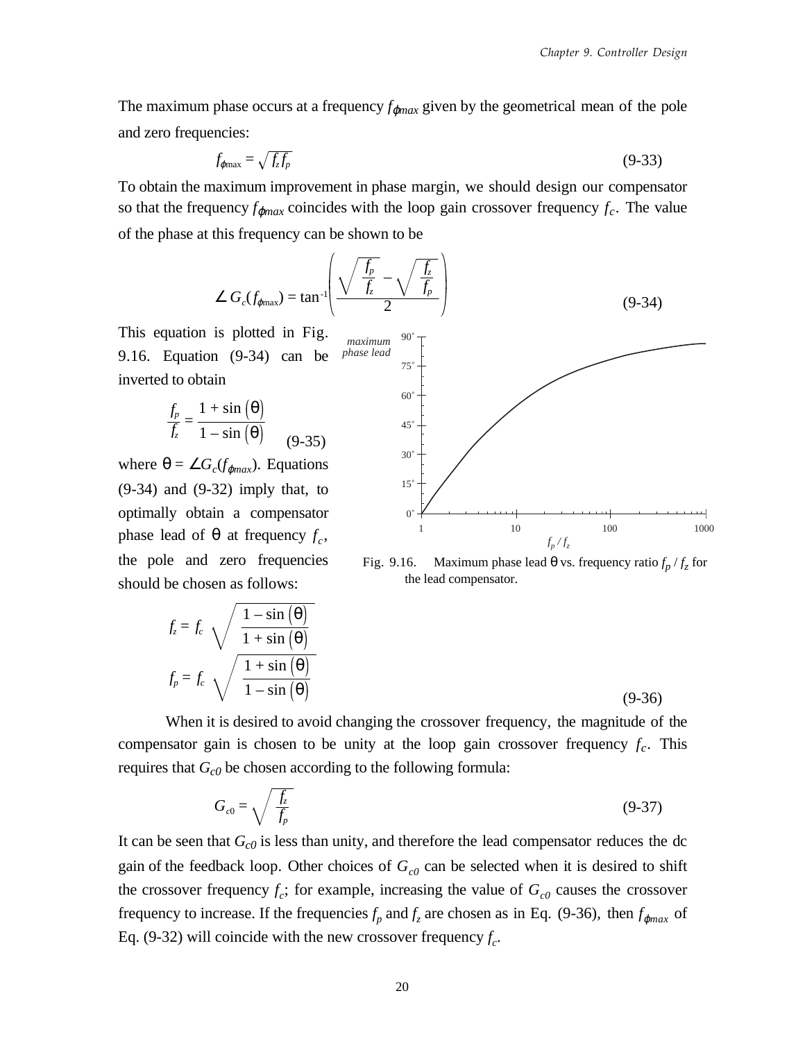The maximum phase occurs at a frequency $f_{\varphi max}$ given by the geometrical mean of the pole and zero frequencies:

$$f_{\varphi\max} = \sqrt{f_z f_p} \tag{9-33}$$

To obtain the maximum improvement in phase margin, we should design our compensator so that the frequency $f_{\varphi max}$ coincides with the loop gain crossover frequency $f_c$. The value of the phase at this frequency can be shown to be

$$\angle G_c(f_{\varphi\max}) = \tan^{-1}\left(\frac{\sqrt{\frac{f_p}{f_z}} - \sqrt{\frac{f_z}{f_p}}}{2}\right) \tag{9-34}$$

This equation is plotted in Fig. 9.16. Equation (9-34) can be inverted to obtain

$$\frac{f_p}{f_z} = \frac{1 + \sin\left(\theta\right)}{1 - \sin\left(\theta\right)} \tag{9-35}$$

where $\theta = \angle G_c(f_{\varphi max})$. Equations (9-34) and (9-32) imply that, to optimally obtain a compensator phase lead of $\theta$ at frequency $f_c$, the pole and zero frequencies should be chosen as follows:

Fig. 9.16. Maximum phase lead $\theta$ vs. frequency ratio $f_p / f_z$ for the lead compensator.

$$f_z = f_c \sqrt{\frac{1 - \sin\left(\theta\right)}{1 + \sin\left(\theta\right)}}$$

$$f_p = f_c \sqrt{\frac{1 + \sin\left(\theta\right)}{1 - \sin\left(\theta\right)}} \tag{9-36}$$

When it is desired to avoid changing the crossover frequency, the magnitude of the compensator gain is chosen to be unity at the loop gain crossover frequency $f_c$. This requires that $G_{c0}$ be chosen according to the following formula:

$$G_{c0} = \sqrt{\frac{f_z}{f_p}} \tag{9-37}$$

It can be seen that $G_{c0}$ is less than unity, and therefore the lead compensator reduces the dc gain of the feedback loop. Other choices of $G_{c0}$ can be selected when it is desired to shift the crossover frequency $f_c$; for example, increasing the value of $G_{c0}$ causes the crossover frequency to increase. If the frequencies $f_p$ and $f_z$ are chosen as in Eq. (9-36), then $f_{\varphi max}$ of Eq. (9-32) will coincide with the new crossover frequency $f_c$.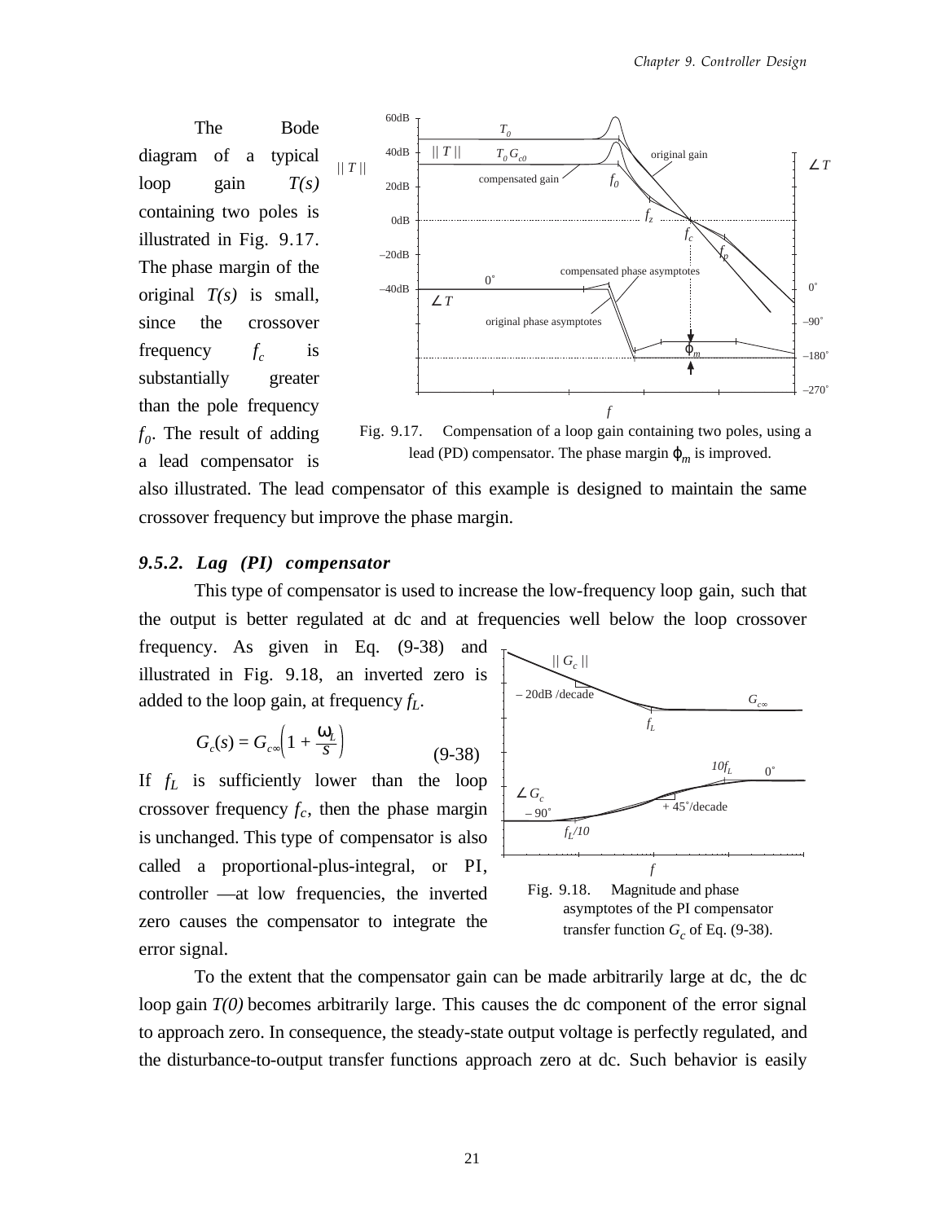The Bode diagram of a typical loop gain $T(s)$ containing two poles is illustrated in Fig. 9.17. The phase margin of the original $T(s)$ is small, since the crossover frequency $f_c$ is substantially greater than the pole frequency $f_0$. The result of adding a lead compensator is also illustrated. The lead compensator of this example is designed to maintain the same crossover frequency but improve the phase margin.

Fig. 9.17. Compensation of a loop gain containing two poles, using a lead (PD) compensator. The phase margin $\varphi_m$ is improved.

### 9.5.2. Lag (PI) compensator

This type of compensator is used to increase the low-frequency loop gain, such that the output is better regulated at dc and at frequencies well below the loop crossover frequency. As given in Eq. (9-38) and illustrated in Fig. 9.18, an inverted zero is added to the loop gain, at frequency $f_L$.

$$G_c(s) = G_{c\infty}\left(1 + \frac{\omega_L}{s}\right) \tag{9-38}$$

If $f_L$ is sufficiently lower than the loop crossover frequency $f_c$, then the phase margin is unchanged. This type of compensator is also called a proportional-plus-integral, or PI, controller —at low frequencies, the inverted zero causes the compensator to integrate the error signal.

Fig. 9.18. Magnitude and phase asymptotes of the PI compensator transfer function $G_c$ of Eq. (9-38).

To the extent that the compensator gain can be made arbitrarily large at dc, the dc loop gain $T(0)$ becomes arbitrarily large. This causes the dc component of the error signal to approach zero. In consequence, the steady-state output voltage is perfectly regulated, and the disturbance-to-output transfer functions approach zero at dc. Such behavior is easily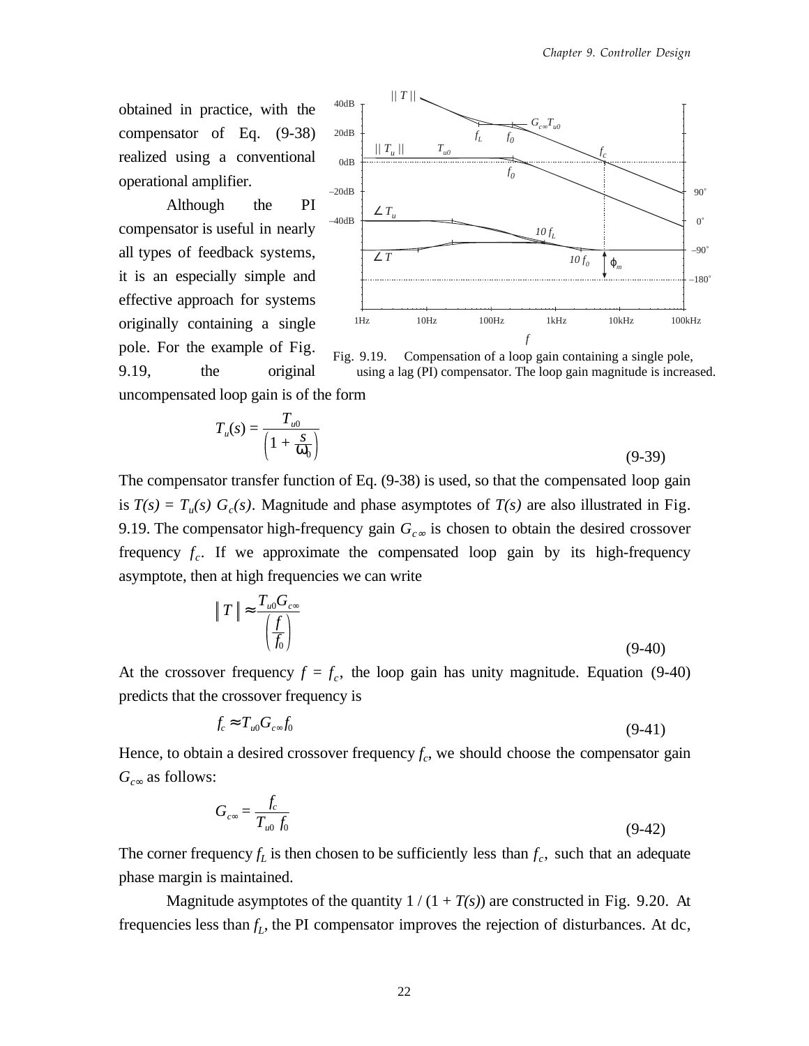obtained in practice, with the compensator of Eq. (9-38) realized using a conventional operational amplifier.

Although the PI compensator is useful in nearly all types of feedback systems, it is an especially simple and effective approach for systems originally containing a single pole. For the example of Fig. 9.19, the original uncompensated loop gain is of the form

Fig. 9.19. Compensation of a loop gain containing a single pole, using a lag (PI) compensator. The loop gain magnitude is increased.

$$T_u(s) = \frac{T_{u0}}{\left(1 + \frac{s}{\omega_0}\right)} \tag{9-39}$$

The compensator transfer function of Eq. (9-38) is used, so that the compensated loop gain is $T(s) = T_u(s)\, G_c(s)$. Magnitude and phase asymptotes of $T(s)$ are also illustrated in Fig. 9.19. The compensator high-frequency gain $G_{c\infty}$ is chosen to obtain the desired crossover frequency $f_c$. If we approximate the compensated loop gain by its high-frequency asymptote, then at high frequencies we can write

$$\| T \| \approx \frac{T_{u0} G_{c\infty}}{\left(\frac{f}{f_0}\right)} \tag{9-40}$$

At the crossover frequency $f = f_c$, the loop gain has unity magnitude. Equation (9-40) predicts that the crossover frequency is

$$f_c \approx T_{u0} G_{c\infty} f_0 \tag{9-41}$$

Hence, to obtain a desired crossover frequency $f_c$, we should choose the compensator gain $G_{c\infty}$ as follows:

$$G_{c\infty} = \frac{f_c}{T_{u0}\, f_0} \tag{9-42}$$

The corner frequency $f_L$ is then chosen to be sufficiently less than $f_c$, such that an adequate phase margin is maintained.

Magnitude asymptotes of the quantity $1 / (1 + T(s))$ are constructed in Fig. 9.20. At frequencies less than $f_L$, the PI compensator improves the rejection of disturbances. At dc,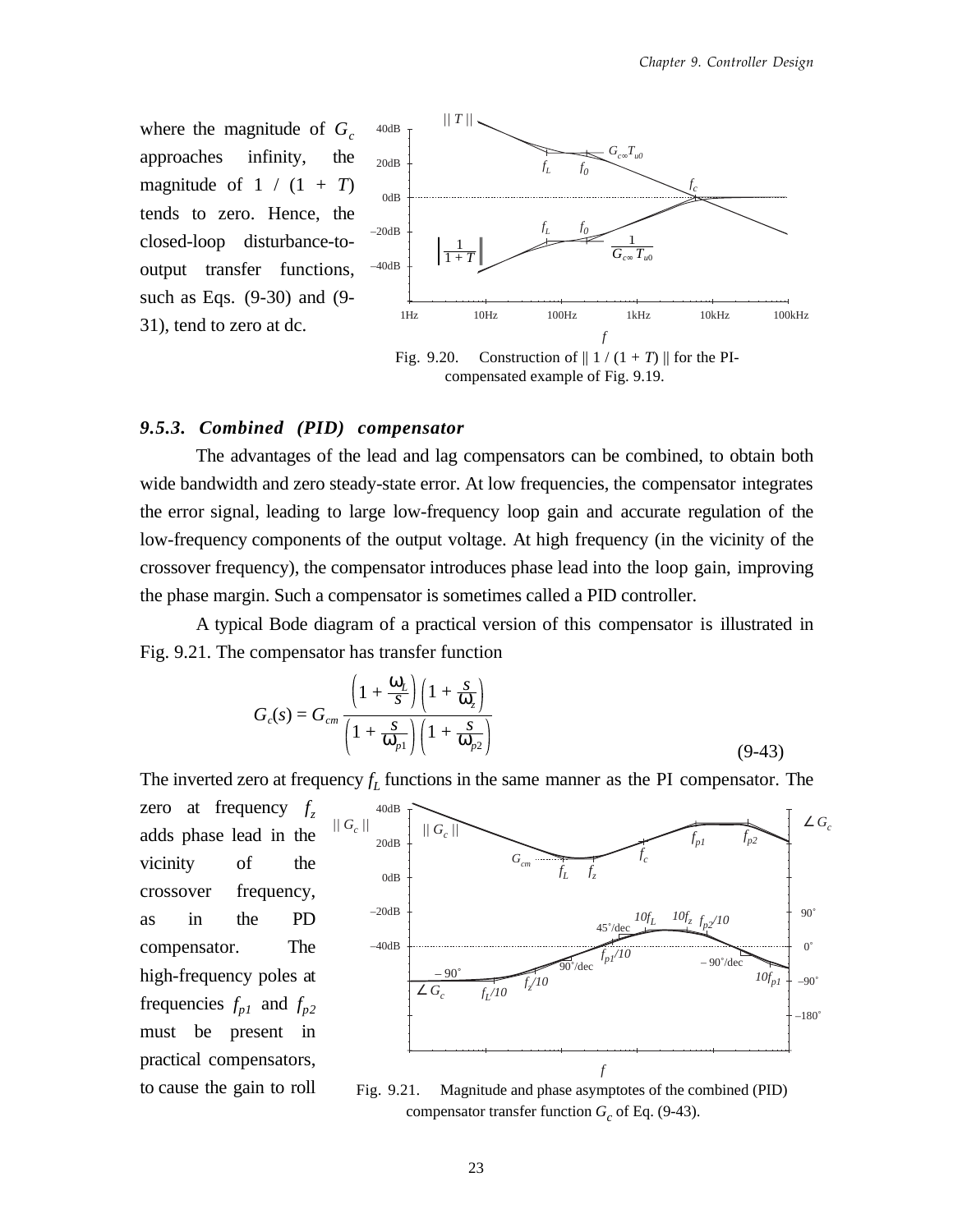where the magnitude of $G_c$ approaches infinity, the magnitude of $1 / (1 + T)$ tends to zero. Hence, the closed-loop disturbance-to-output transfer functions, such as Eqs. (9-30) and (9-31), tend to zero at dc.

Fig. 9.20. Construction of $\| 1 / (1 + T) \|$ for the PI-compensated example of Fig. 9.19.

### *9.5.3. Combined (PID) compensator*

The advantages of the lead and lag compensators can be combined, to obtain both wide bandwidth and zero steady-state error. At low frequencies, the compensator integrates the error signal, leading to large low-frequency loop gain and accurate regulation of the low-frequency components of the output voltage. At high frequency (in the vicinity of the crossover frequency), the compensator introduces phase lead into the loop gain, improving the phase margin. Such a compensator is sometimes called a PID controller.

A typical Bode diagram of a practical version of this compensator is illustrated in Fig. 9.21. The compensator has transfer function

$$G_c(s) = G_{cm} \frac{\left(1 + \frac{\omega_L}{s}\right)\left(1 + \frac{s}{\omega_z}\right)}{\left(1 + \frac{s}{\omega_{p1}}\right)\left(1 + \frac{s}{\omega_{p2}}\right)} \tag{9-43}$$

The inverted zero at frequency $f_L$ functions in the same manner as the PI compensator. The zero at frequency $f_z$ adds phase lead in the vicinity of the crossover frequency, as in the PD compensator. The high-frequency poles at frequencies $f_{p1}$ and $f_{p2}$ must be present in practical compensators, to cause the gain to roll

Fig. 9.21. Magnitude and phase asymptotes of the combined (PID) compensator transfer function $G_c$ of Eq. (9-43).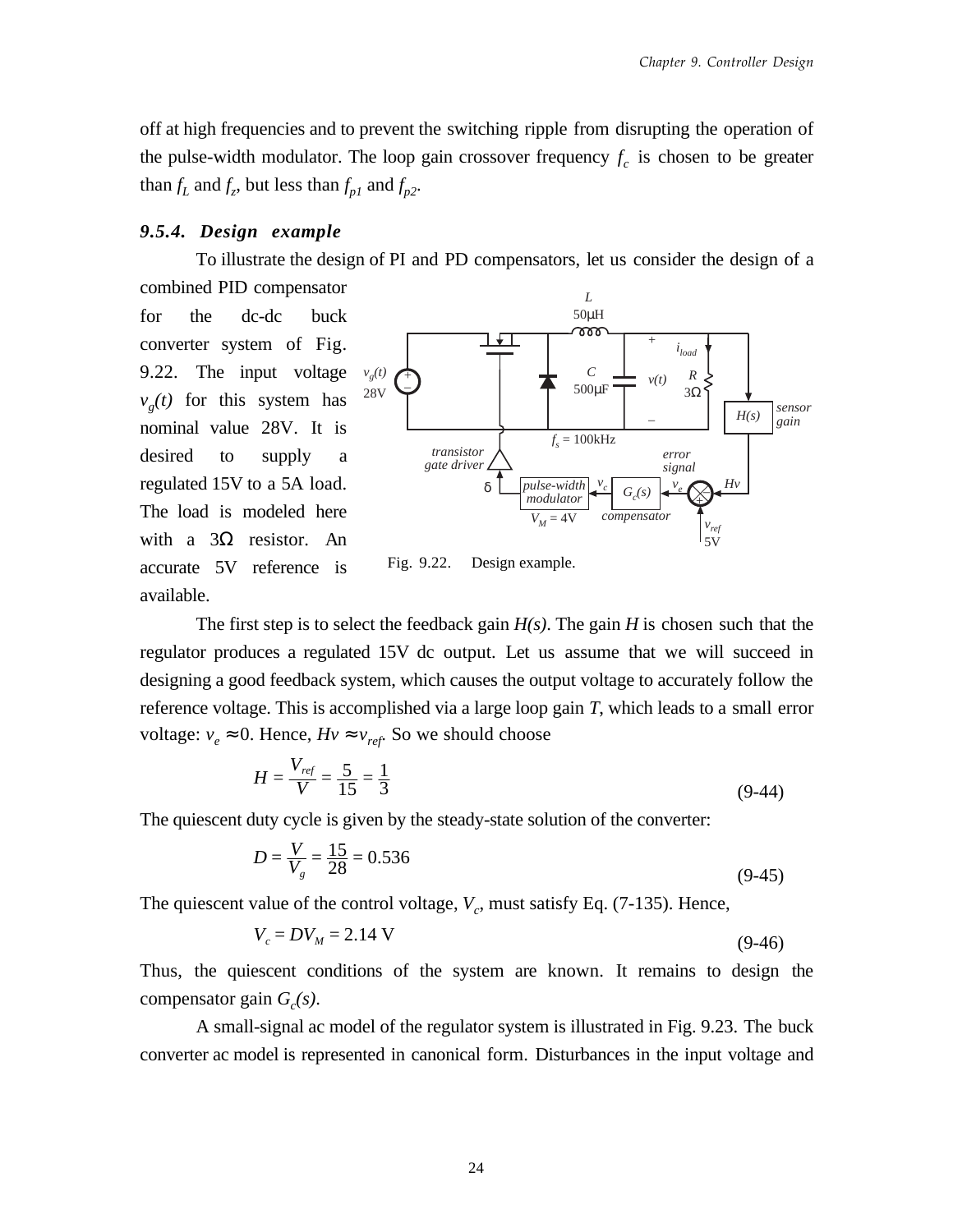off at high frequencies and to prevent the switching ripple from disrupting the operation of the pulse-width modulator. The loop gain crossover frequency $f_c$ is chosen to be greater than $f_L$ and $f_z$, but less than $f_{p1}$ and $f_{p2}$.

### 9.5.4. Design example

To illustrate the design of PI and PD compensators, let us consider the design of a combined PID compensator for the dc-dc buck converter system of Fig. 9.22. The input voltage $v_g(t)$ for this system has nominal value 28V. It is desired to supply a regulated 15V to a 5A load. The load is modeled here with a 3Ω resistor. An accurate 5V reference is available.

Fig. 9.22. Design example.

The first step is to select the feedback gain $H(s)$. The gain $H$ is chosen such that the regulator produces a regulated 15V dc output. Let us assume that we will succeed in designing a good feedback system, which causes the output voltage to accurately follow the reference voltage. This is accomplished via a large loop gain $T$, which leads to a small error voltage: $v_e \approx 0$. Hence, $Hv \approx v_{ref}$. So we should choose

$$H = \frac{V_{ref}}{V} = \frac{5}{15} = \frac{1}{3} \tag{9-44}$$

The quiescent duty cycle is given by the steady-state solution of the converter:

$$D = \frac{V}{V_g} = \frac{15}{28} = 0.536 \tag{9-45}$$

The quiescent value of the control voltage, $V_c$, must satisfy Eq. (7-135). Hence,

$$V_c = DV_M = 2.14 \text{ V} \tag{9-46}$$

Thus, the quiescent conditions of the system are known. It remains to design the compensator gain $G_c(s)$.

A small-signal ac model of the regulator system is illustrated in Fig. 9.23. The buck converter ac model is represented in canonical form. Disturbances in the input voltage and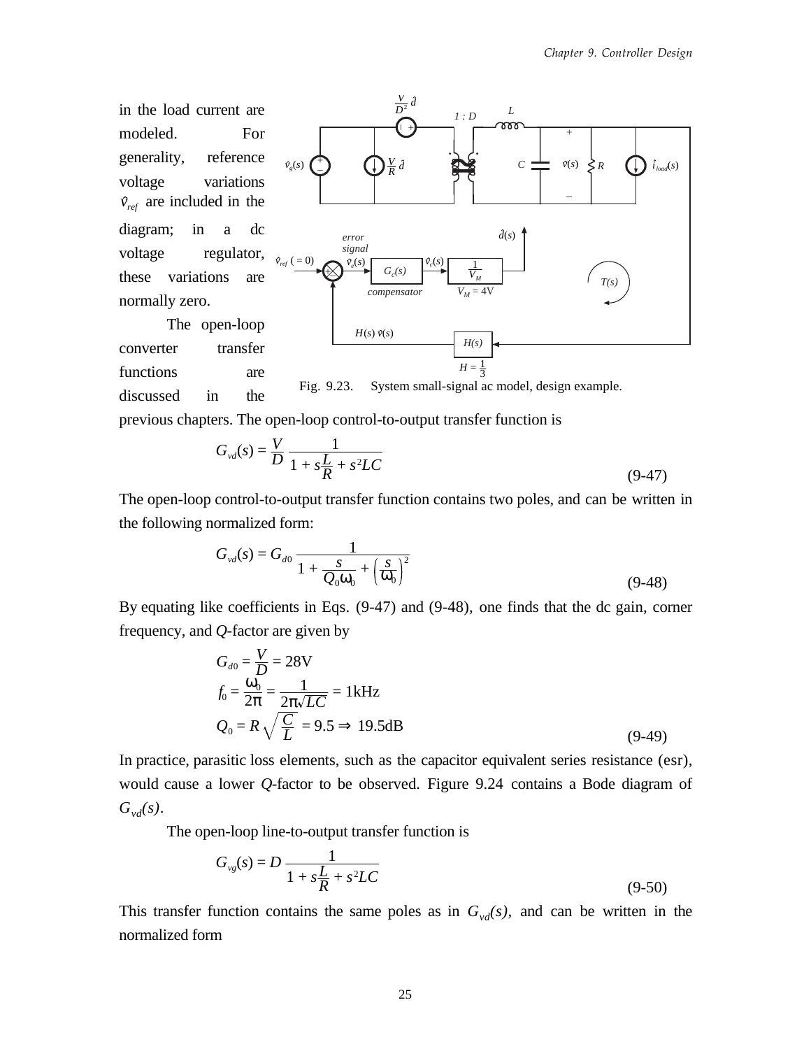in the load current are modeled. For generality, reference voltage variations $\hat{v}_{ref}$ are included in the diagram; in a dc voltage regulator, these variations are normally zero.

The open-loop converter transfer functions are discussed in the previous chapters. The open-loop control-to-output transfer function is

Fig. 9.23. System small-signal ac model, design example.

$$G_{vd}(s) = \frac{V}{D} \frac{1}{1 + s\frac{L}{R} + s^2 LC} \tag{9-47}$$

The open-loop control-to-output transfer function contains two poles, and can be written in the following normalized form:

$$G_{vd}(s) = G_{d0} \frac{1}{1 + \frac{s}{Q_0 \omega_0} + \left(\frac{s}{\omega_0}\right)^2} \tag{9-48}$$

By equating like coefficients in Eqs. (9-47) and (9-48), one finds that the dc gain, corner frequency, and $Q$-factor are given by

$$\begin{aligned} G_{d0} &= \frac{V}{D} = 28\text{V} \\ f_0 &= \frac{\omega_0}{2\pi} = \frac{1}{2\pi\sqrt{LC}} = 1\text{kHz} \\ Q_0 &= R\sqrt{\frac{C}{L}} = 9.5 \Rightarrow 19.5\text{dB} \end{aligned} \tag{9-49}$$

In practice, parasitic loss elements, such as the capacitor equivalent series resistance (esr), would cause a lower $Q$-factor to be observed. Figure 9.24 contains a Bode diagram of $G_{vd}(s)$.

The open-loop line-to-output transfer function is

$$G_{vg}(s) = D \frac{1}{1 + s\frac{L}{R} + s^2 LC} \tag{9-50}$$

This transfer function contains the same poles as in $G_{vd}(s)$, and can be written in the normalized form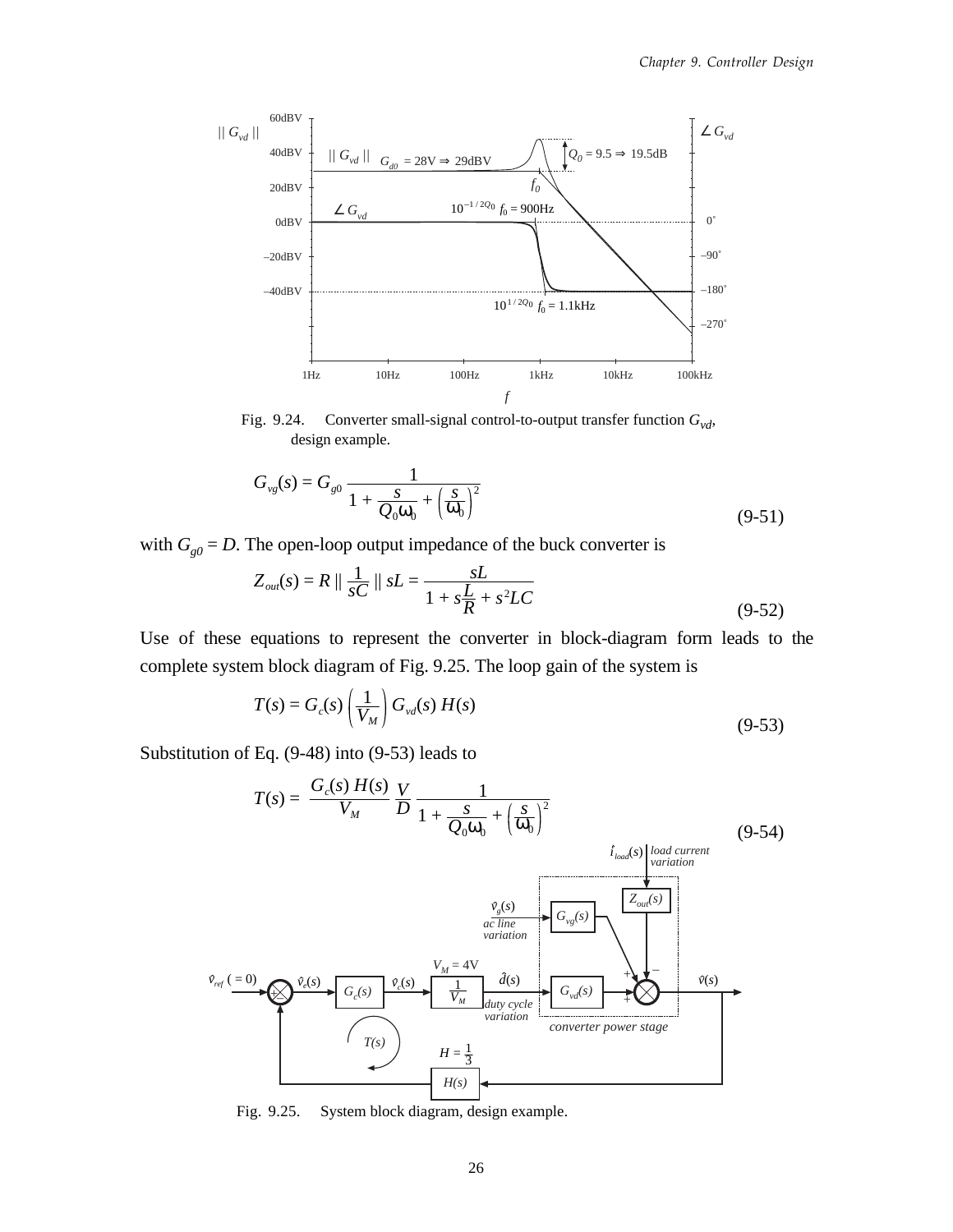Fig. 9.24.  Converter small-signal control-to-output transfer function $G_{vd}$, design example.

$$G_{vg}(s) = G_{g0} \frac{1}{1 + \frac{s}{Q_0 \omega_0} + \left(\frac{s}{\omega_0}\right)^2} \tag{9-51}$$

with $G_{g0} = D$. The open-loop output impedance of the buck converter is

$$Z_{out}(s) = R \parallel \frac{1}{sC} \parallel sL = \frac{sL}{1 + s\frac{L}{R} + s^2 LC} \tag{9-52}$$

Use of these equations to represent the converter in block-diagram form leads to the complete system block diagram of Fig. 9.25. The loop gain of the system is

$$T(s) = G_c(s) \left(\frac{1}{V_M}\right) G_{vd}(s)\, H(s) \tag{9-53}$$

Substitution of Eq. (9-48) into (9-53) leads to

$$T(s) = \frac{G_c(s)\, H(s)}{V_M} \frac{V}{D} \frac{1}{1 + \frac{s}{Q_0 \omega_0} + \left(\frac{s}{\omega_0}\right)^2} \tag{9-54}$$

Fig. 9.25.  System block diagram, design example.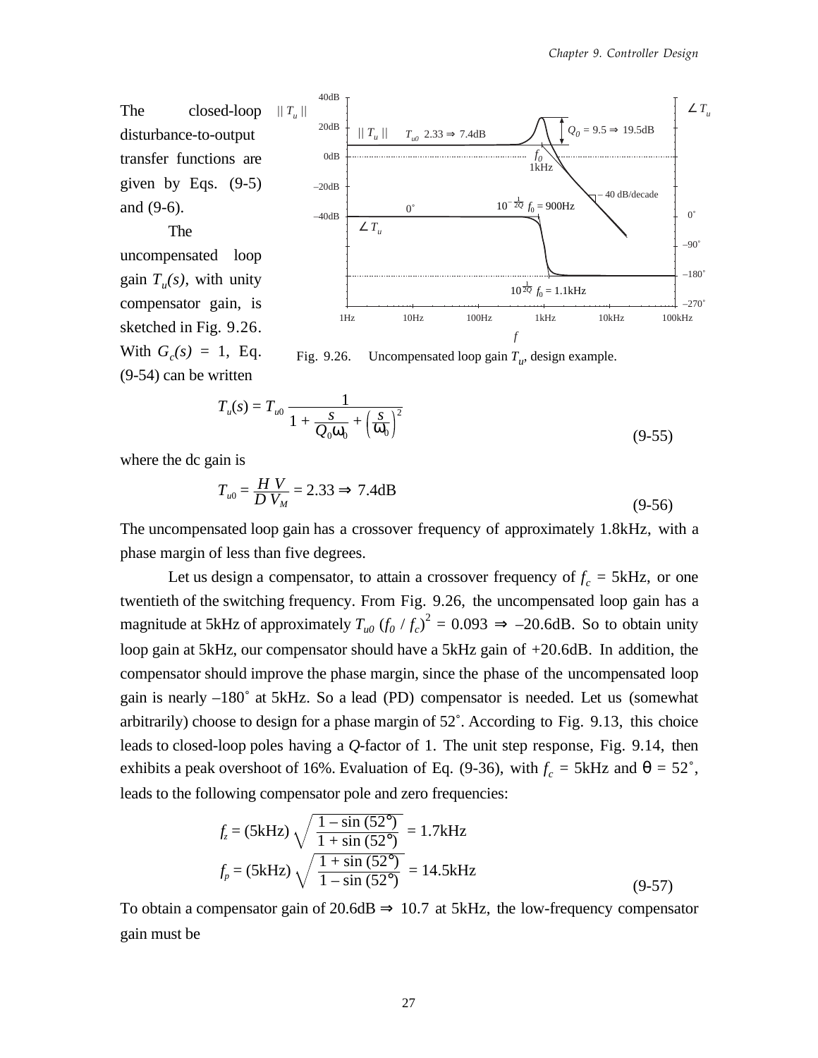The closed-loop disturbance-to-output transfer functions are given by Eqs. (9-5) and (9-6).

The uncompensated loop gain $T_u(s)$, with unity compensator gain, is sketched in Fig. 9.26. With $G_c(s) = 1$, Eq. (9-54) can be written

Fig. 9.26. Uncompensated loop gain $T_u$, design example.

$$T_u(s) = T_{u0} \frac{1}{1 + \frac{s}{Q_0 \omega_0} + \left(\frac{s}{\omega_0}\right)^2} \tag{9-55}$$

where the dc gain is

$$T_{u0} = \frac{H\,V}{D\,V_M} = 2.33 \Rightarrow 7.4\text{dB} \tag{9-56}$$

The uncompensated loop gain has a crossover frequency of approximately 1.8kHz, with a phase margin of less than five degrees.

Let us design a compensator, to attain a crossover frequency of $f_c$ = 5kHz, or one twentieth of the switching frequency. From Fig. 9.26, the uncompensated loop gain has a magnitude at 5kHz of approximately $T_{u0}\,(f_0 / f_c)^2 = 0.093 \Rightarrow -20.6\text{dB}$. So to obtain unity loop gain at 5kHz, our compensator should have a 5kHz gain of +20.6dB. In addition, the compensator should improve the phase margin, since the phase of the uncompensated loop gain is nearly –180˚ at 5kHz. So a lead (PD) compensator is needed. Let us (somewhat arbitrarily) choose to design for a phase margin of 52˚. According to Fig. 9.13, this choice leads to closed-loop poles having a $Q$-factor of 1. The unit step response, Fig. 9.14, then exhibits a peak overshoot of 16%. Evaluation of Eq. (9-36), with $f_c$ = 5kHz and $\theta$ = 52˚, leads to the following compensator pole and zero frequencies:

$$f_z = (5\text{kHz}) \sqrt{\frac{1 - \sin(52°)}{1 + \sin(52°)}} = 1.7\text{kHz}$$
$$f_p = (5\text{kHz}) \sqrt{\frac{1 + \sin(52°)}{1 - \sin(52°)}} = 14.5\text{kHz} \tag{9-57}$$

To obtain a compensator gain of 20.6dB $\Rightarrow$ 10.7 at 5kHz, the low-frequency compensator gain must be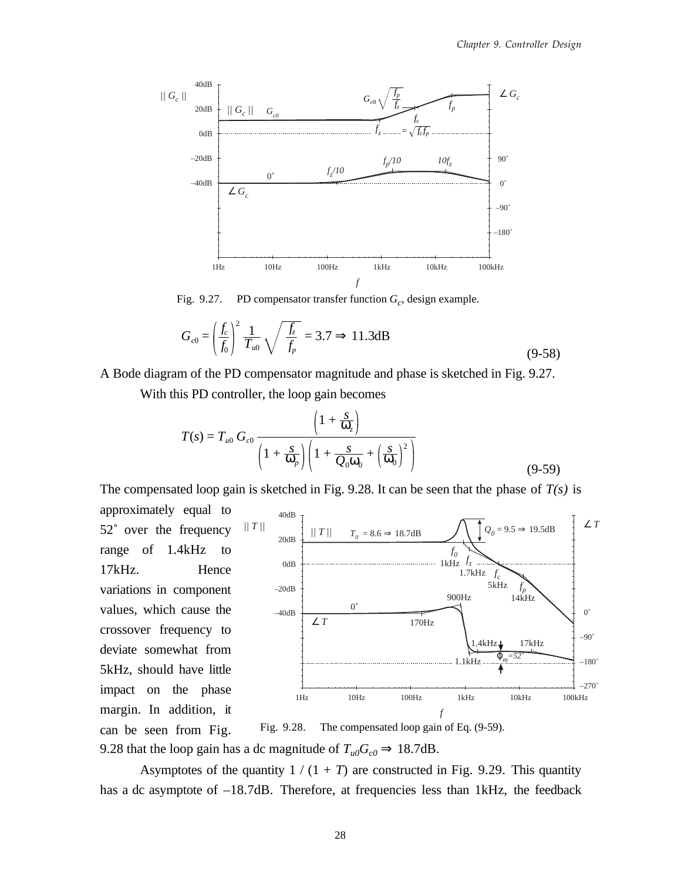Fig. 9.27. PD compensator transfer function $G_c$, design example.

$$G_{c0} = \left(\frac{f_c}{f_0}\right)^2 \frac{1}{T_{u0}} \sqrt{\frac{f_z}{f_p}} = 3.7 \Rightarrow 11.3\text{dB} \tag{9-58}$$

A Bode diagram of the PD compensator magnitude and phase is sketched in Fig. 9.27.

With this PD controller, the loop gain becomes

$$T(s) = T_{u0}\, G_{c0} \frac{\left(1 + \frac{s}{\omega_z}\right)}{\left(1 + \frac{s}{\omega_p}\right)\left(1 + \frac{s}{Q_0 \omega_0} + \left(\frac{s}{\omega_0}\right)^2\right)} \tag{9-59}$$

The compensated loop gain is sketched in Fig. 9.28. It can be seen that the phase of $T(s)$ is approximately equal to 52˚ over the frequency range of 1.4kHz to 17kHz. Hence variations in component values, which cause the crossover frequency to deviate somewhat from 5kHz, should have little impact on the phase margin. In addition, it can be seen from Fig. 9.28 that the loop gain has a dc magnitude of $T_{u0}G_{c0} \Rightarrow$ 18.7dB.

Fig. 9.28. The compensated loop gain of Eq. (9-59).

Asymptotes of the quantity $1 / (1 + T)$ are constructed in Fig. 9.29. This quantity has a dc asymptote of –18.7dB. Therefore, at frequencies less than 1kHz, the feedback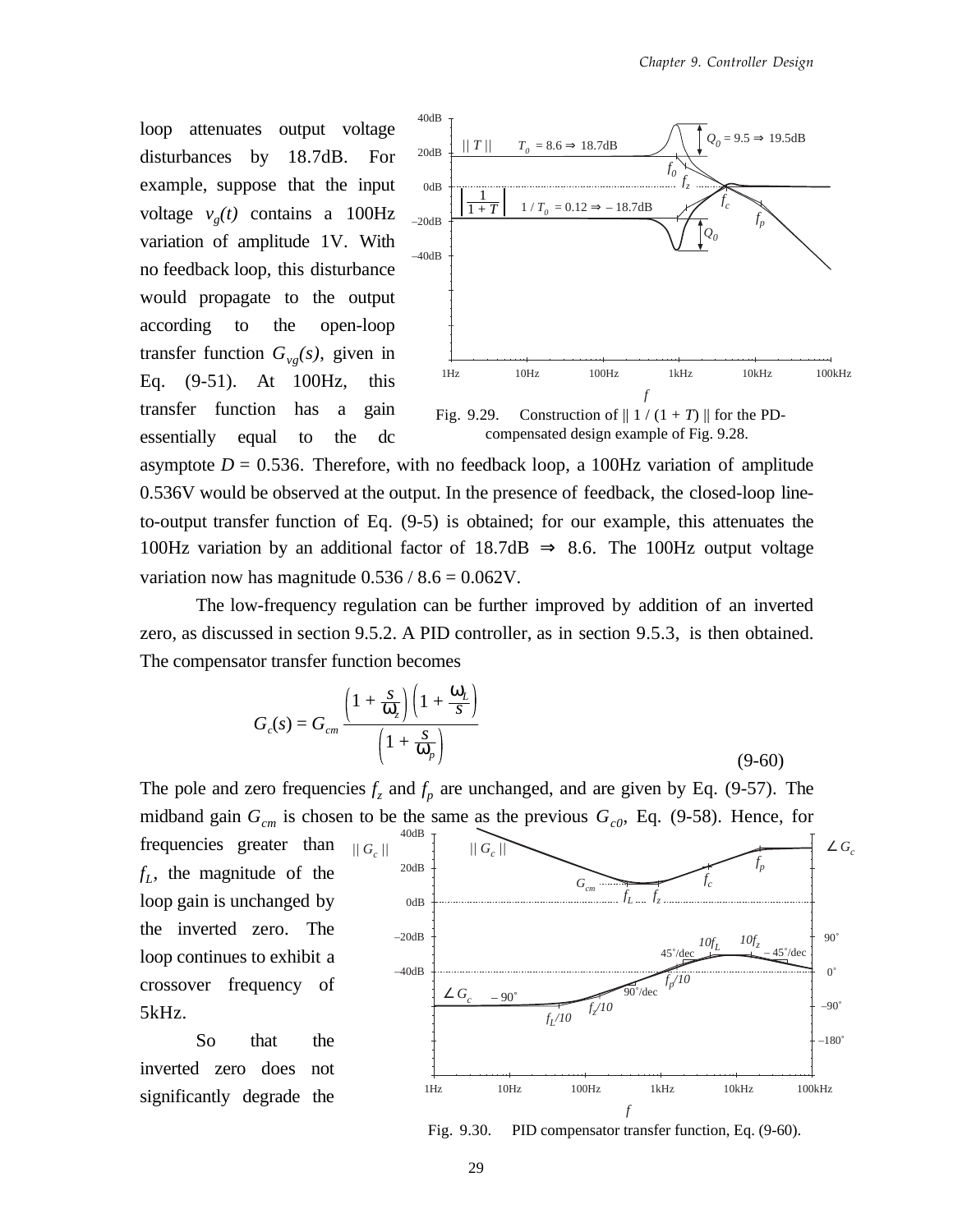loop attenuates output voltage disturbances by 18.7dB. For example, suppose that the input voltage $v_g(t)$ contains a 100Hz variation of amplitude 1V. With no feedback loop, this disturbance would propagate to the output according to the open-loop transfer function $G_{vg}(s)$, given in Eq. (9-51). At 100Hz, this transfer function has a gain essentially equal to the dc asymptote $D = 0.536$. Therefore, with no feedback loop, a 100Hz variation of amplitude 0.536V would be observed at the output. In the presence of feedback, the closed-loop line-to-output transfer function of Eq. (9-5) is obtained; for our example, this attenuates the 100Hz variation by an additional factor of 18.7dB $\Rightarrow$ 8.6. The 100Hz output voltage variation now has magnitude 0.536 / 8.6 = 0.062V.

Fig. 9.29. Construction of $\| 1 / (1 + T) \|$ for the PD-compensated design example of Fig. 9.28.

The low-frequency regulation can be further improved by addition of an inverted zero, as discussed in section 9.5.2. A PID controller, as in section 9.5.3, is then obtained. The compensator transfer function becomes

$$G_c(s) = G_{cm} \frac{\left(1 + \frac{s}{\omega_z}\right)\left(1 + \frac{\omega_L}{s}\right)}{\left(1 + \frac{s}{\omega_p}\right)} \tag{9-60}$$

The pole and zero frequencies $f_z$ and $f_p$ are unchanged, and are given by Eq. (9-57). The midband gain $G_{cm}$ is chosen to be the same as the previous $G_{c0}$, Eq. (9-58). Hence, for frequencies greater than $f_L$, the magnitude of the loop gain is unchanged by the inverted zero. The loop continues to exhibit a crossover frequency of 5kHz.

So that the inverted zero does not significantly degrade the

Fig. 9.30. PID compensator transfer function, Eq. (9-60).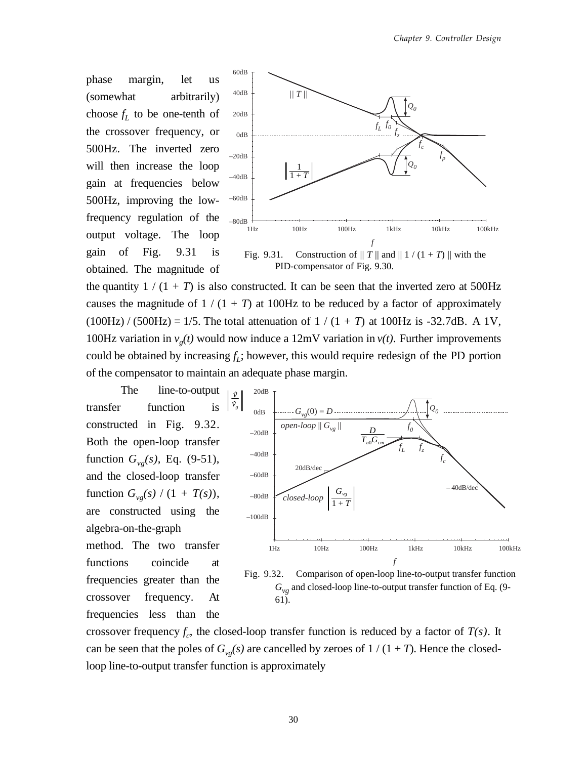phase margin, let us (somewhat arbitrarily) choose $f_L$ to be one-tenth of the crossover frequency, or 500Hz. The inverted zero will then increase the loop gain at frequencies below 500Hz, improving the low-frequency regulation of the output voltage. The loop gain of Fig. 9.31 is obtained. The magnitude of the quantity $1 / (1 + T)$ is also constructed. It can be seen that the inverted zero at 500Hz causes the magnitude of $1 / (1 + T)$ at 100Hz to be reduced by a factor of approximately (100Hz) / (500Hz) = 1/5. The total attenuation of $1 / (1 + T)$ at 100Hz is -32.7dB. A 1V, 100Hz variation in $v_g(t)$ would now induce a 12mV variation in $v(t)$. Further improvements could be obtained by increasing $f_L$; however, this would require redesign of the PD portion of the compensator to maintain an adequate phase margin.

Fig. 9.31. Construction of $\| T \|$ and $\| 1 / (1 + T) \|$ with the PID-compensator of Fig. 9.30.

The line-to-output transfer function is constructed in Fig. 9.32. Both the open-loop transfer function $G_{vg}(s)$, Eq. (9-51), and the closed-loop transfer function $G_{vg}(s) / (1 + T(s))$, are constructed using the algebra-on-the-graph method. The two transfer functions coincide at frequencies greater than the crossover frequency. At frequencies less than the crossover frequency $f_c$, the closed-loop transfer function is reduced by a factor of $T(s)$. It can be seen that the poles of $G_{vg}(s)$ are cancelled by zeroes of $1 / (1 + T)$. Hence the closed-loop line-to-output transfer function is approximately

Fig. 9.32. Comparison of open-loop line-to-output transfer function $G_{vg}$ and closed-loop line-to-output transfer function of Eq. (9-61).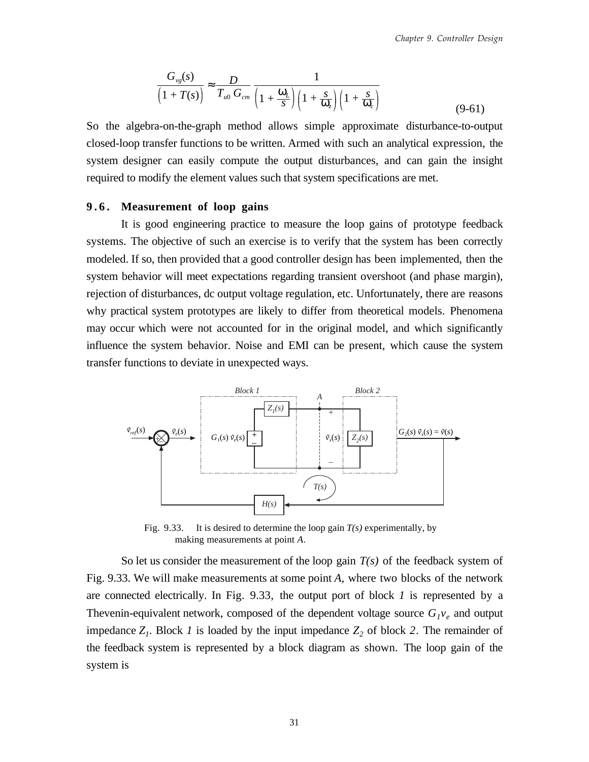$$\frac{G_{vg}(s)}{\left(1 + T(s)\right)} \approx \frac{D}{T_{u0}\, G_{cm}} \frac{1}{\left(1 + \frac{\omega_L}{s}\right)\left(1 + \frac{s}{\omega_z}\right)\left(1 + \frac{s}{\omega_c}\right)} \tag{9-61}$$

So the algebra-on-the-graph method allows simple approximate disturbance-to-output closed-loop transfer functions to be written. Armed with such an analytical expression, the system designer can easily compute the output disturbances, and can gain the insight required to modify the element values such that system specifications are met.

## 9.6. Measurement of loop gains

It is good engineering practice to measure the loop gains of prototype feedback systems. The objective of such an exercise is to verify that the system has been correctly modeled. If so, then provided that a good controller design has been implemented, then the system behavior will meet expectations regarding transient overshoot (and phase margin), rejection of disturbances, dc output voltage regulation, etc. Unfortunately, there are reasons why practical system prototypes are likely to differ from theoretical models. Phenomena may occur which were not accounted for in the original model, and which significantly influence the system behavior. Noise and EMI can be present, which cause the system transfer functions to deviate in unexpected ways.

Fig. 9.33. It is desired to determine the loop gain $T(s)$ experimentally, by making measurements at point $A$.

So let us consider the measurement of the loop gain $T(s)$ of the feedback system of Fig. 9.33. We will make measurements at some point $A$, where two blocks of the network are connected electrically. In Fig. 9.33, the output port of block *1* is represented by a Thevenin-equivalent network, composed of the dependent voltage source $G_1 v_e$ and output impedance $Z_1$. Block *1* is loaded by the input impedance $Z_2$ of block *2*. The remainder of the feedback system is represented by a block diagram as shown. The loop gain of the system is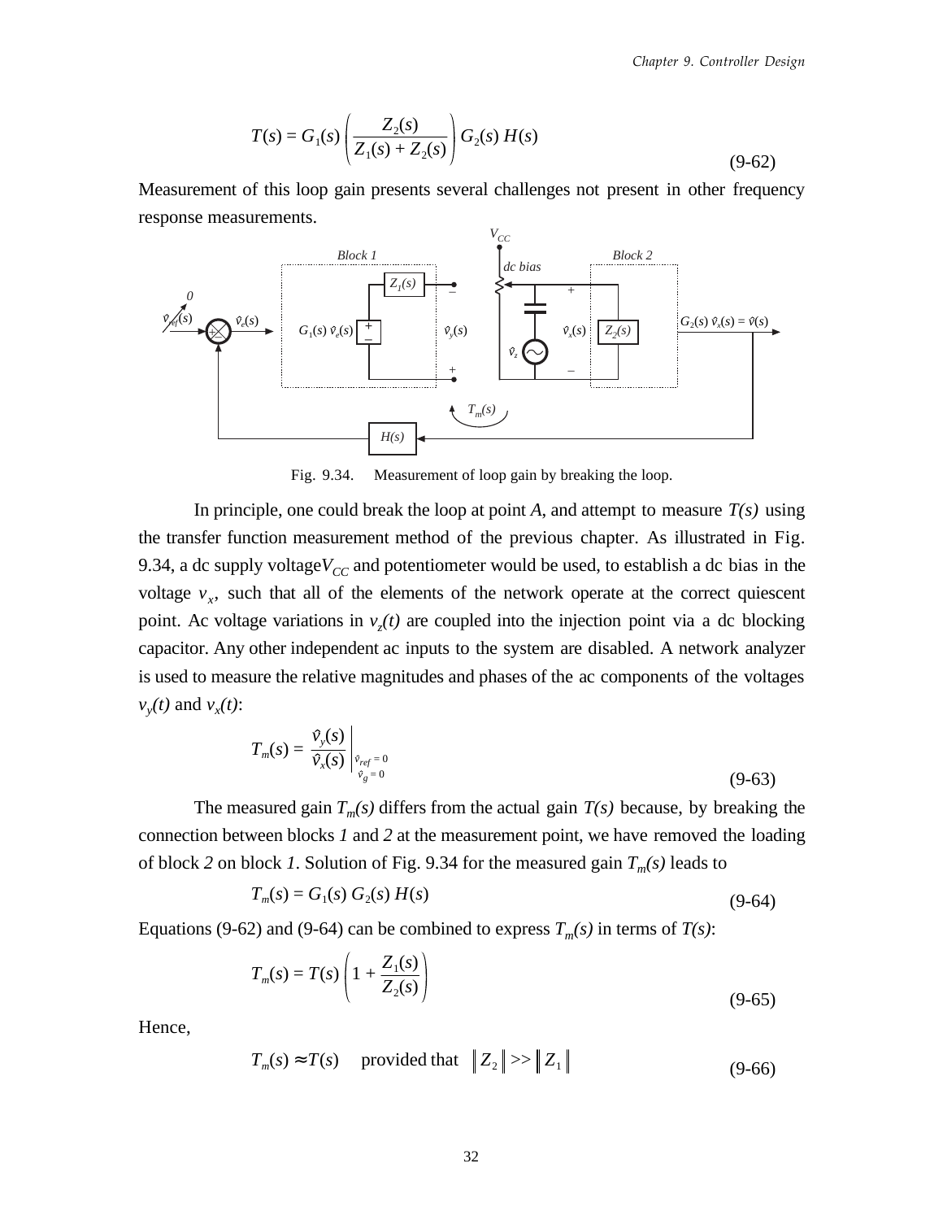$$T(s) = G_1(s)\left(\frac{Z_2(s)}{Z_1(s) + Z_2(s)}\right) G_2(s)\, H(s) \tag{9-62}$$

Measurement of this loop gain presents several challenges not present in other frequency response measurements.

Fig. 9.34. Measurement of loop gain by breaking the loop.

In principle, one could break the loop at point *A*, and attempt to measure *T(s)* using the transfer function measurement method of the previous chapter. As illustrated in Fig. 9.34, a dc supply voltage$V_{CC}$ and potentiometer would be used, to establish a dc bias in the voltage $v_x$, such that all of the elements of the network operate at the correct quiescent point. Ac voltage variations in $v_z(t)$ are coupled into the injection point via a dc blocking capacitor. Any other independent ac inputs to the system are disabled. A network analyzer is used to measure the relative magnitudes and phases of the ac components of the voltages $v_y(t)$ and $v_x(t)$:

$$T_m(s) = \left.\frac{\hat{v}_y(s)}{\hat{v}_x(s)}\right|_{\substack{\hat{v}_{ref} = 0 \\ \hat{v}_g = 0}} \tag{9-63}$$

The measured gain $T_m(s)$ differs from the actual gain *T(s)* because, by breaking the connection between blocks *1* and *2* at the measurement point, we have removed the loading of block *2* on block *1*. Solution of Fig. 9.34 for the measured gain $T_m(s)$ leads to

$$T_m(s) = G_1(s)\, G_2(s)\, H(s) \tag{9-64}$$

Equations (9-62) and (9-64) can be combined to express $T_m(s)$ in terms of *T(s)*:

$$T_m(s) = T(s)\left(1 + \frac{Z_1(s)}{Z_2(s)}\right) \tag{9-65}$$

Hence,

$$T_m(s) \approx T(s) \quad \text{provided that} \quad \| Z_2 \| >> \| Z_1 \| \tag{9-66}$$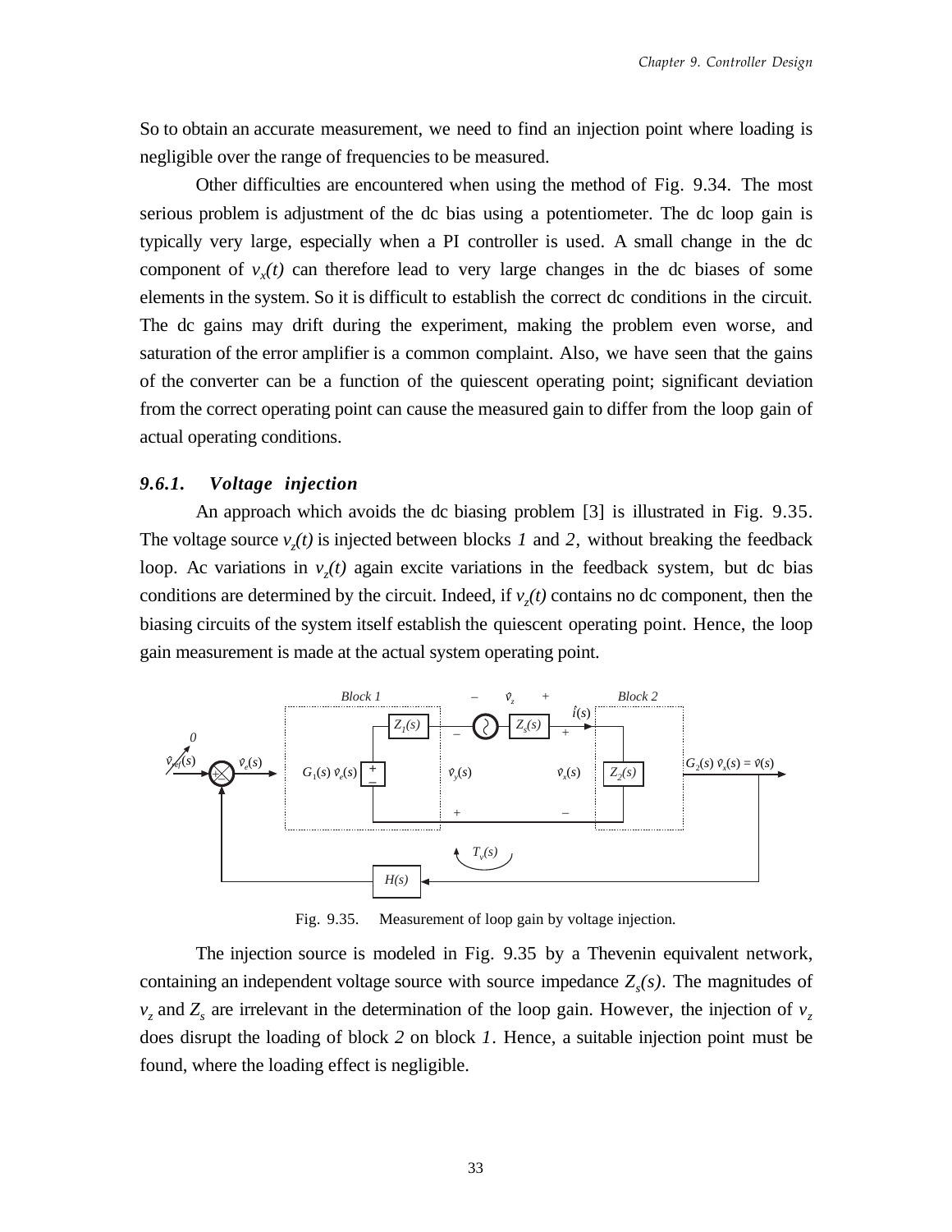So to obtain an accurate measurement, we need to find an injection point where loading is negligible over the range of frequencies to be measured.

Other difficulties are encountered when using the method of Fig. 9.34. The most serious problem is adjustment of the dc bias using a potentiometer. The dc loop gain is typically very large, especially when a PI controller is used. A small change in the dc component of $v_x(t)$ can therefore lead to very large changes in the dc biases of some elements in the system. So it is difficult to establish the correct dc conditions in the circuit. The dc gains may drift during the experiment, making the problem even worse, and saturation of the error amplifier is a common complaint. Also, we have seen that the gains of the converter can be a function of the quiescent operating point; significant deviation from the correct operating point can cause the measured gain to differ from the loop gain of actual operating conditions.

### *9.6.1. Voltage injection*

An approach which avoids the dc biasing problem [3] is illustrated in Fig. 9.35. The voltage source $v_z(t)$ is injected between blocks *1* and *2*, without breaking the feedback loop. Ac variations in $v_z(t)$ again excite variations in the feedback system, but dc bias conditions are determined by the circuit. Indeed, if $v_z(t)$ contains no dc component, then the biasing circuits of the system itself establish the quiescent operating point. Hence, the loop gain measurement is made at the actual system operating point.

Fig. 9.35. Measurement of loop gain by voltage injection.

The injection source is modeled in Fig. 9.35 by a Thevenin equivalent network, containing an independent voltage source with source impedance $Z_s(s)$. The magnitudes of $v_z$ and $Z_s$ are irrelevant in the determination of the loop gain. However, the injection of $v_z$ does disrupt the loading of block *2* on block *1*. Hence, a suitable injection point must be found, where the loading effect is negligible.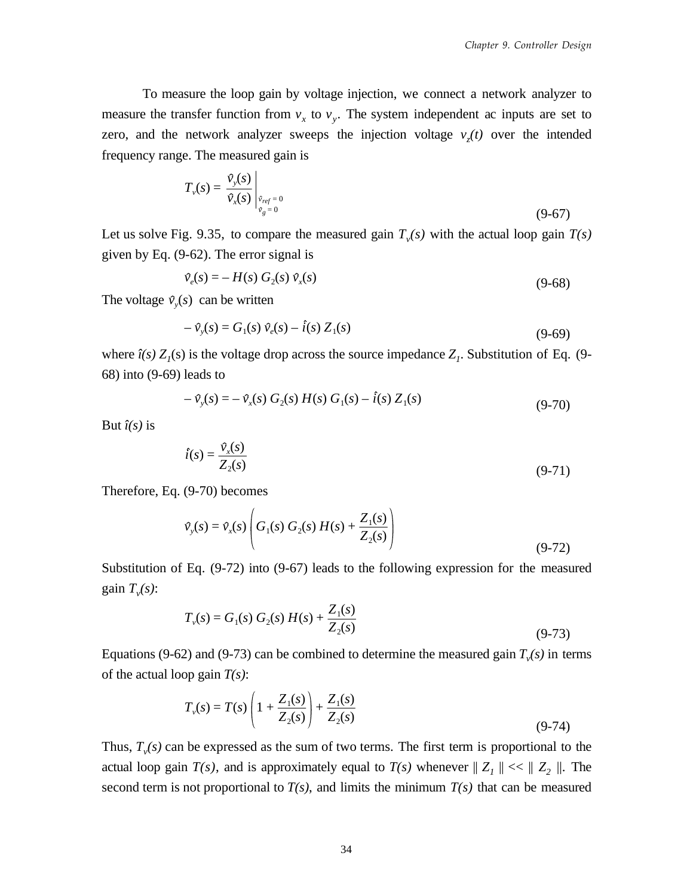To measure the loop gain by voltage injection, we connect a network analyzer to measure the transfer function from $v_x$ to $v_y$. The system independent ac inputs are set to zero, and the network analyzer sweeps the injection voltage $v_z(t)$ over the intended frequency range. The measured gain is

$$T_v(s) = \left. \frac{\hat{v}_y(s)}{\hat{v}_x(s)} \right|_{\substack{\hat{v}_{ref} = 0 \\ \hat{v}_g = 0}} \tag{9-67}$$

Let us solve Fig. 9.35, to compare the measured gain $T_v(s)$ with the actual loop gain $T(s)$ given by Eq. (9-62). The error signal is

$$\hat{v}_e(s) = -H(s)\, G_2(s)\, \hat{v}_x(s) \tag{9-68}$$

The voltage $\hat{v}_y(s)$ can be written

$$-\hat{v}_y(s) = G_1(s)\, \hat{v}_e(s) - \hat{i}(s)\, Z_1(s) \tag{9-69}$$

where $\hat{i}(s)\, Z_1(s)$ is the voltage drop across the source impedance $Z_1$. Substitution of Eq. (9-68) into (9-69) leads to

$$-\hat{v}_y(s) = -\hat{v}_x(s)\, G_2(s)\, H(s)\, G_1(s) - \hat{i}(s)\, Z_1(s) \tag{9-70}$$

But $\hat{i}(s)$ is

$$\hat{i}(s) = \frac{\hat{v}_x(s)}{Z_2(s)} \tag{9-71}$$

Therefore, Eq. (9-70) becomes

$$\hat{v}_y(s) = \hat{v}_x(s) \left( G_1(s)\, G_2(s)\, H(s) + \frac{Z_1(s)}{Z_2(s)} \right) \tag{9-72}$$

Substitution of Eq. (9-72) into (9-67) leads to the following expression for the measured gain $T_v(s)$:

$$T_v(s) = G_1(s)\, G_2(s)\, H(s) + \frac{Z_1(s)}{Z_2(s)} \tag{9-73}$$

Equations (9-62) and (9-73) can be combined to determine the measured gain $T_v(s)$ in terms of the actual loop gain $T(s)$:

$$T_v(s) = T(s) \left( 1 + \frac{Z_1(s)}{Z_2(s)} \right) + \frac{Z_1(s)}{Z_2(s)} \tag{9-74}$$

Thus, $T_v(s)$ can be expressed as the sum of two terms. The first term is proportional to the actual loop gain $T(s)$, and is approximately equal to $T(s)$ whenever $\| Z_1 \| << \| Z_2 \|$. The second term is not proportional to $T(s)$, and limits the minimum $T(s)$ that can be measured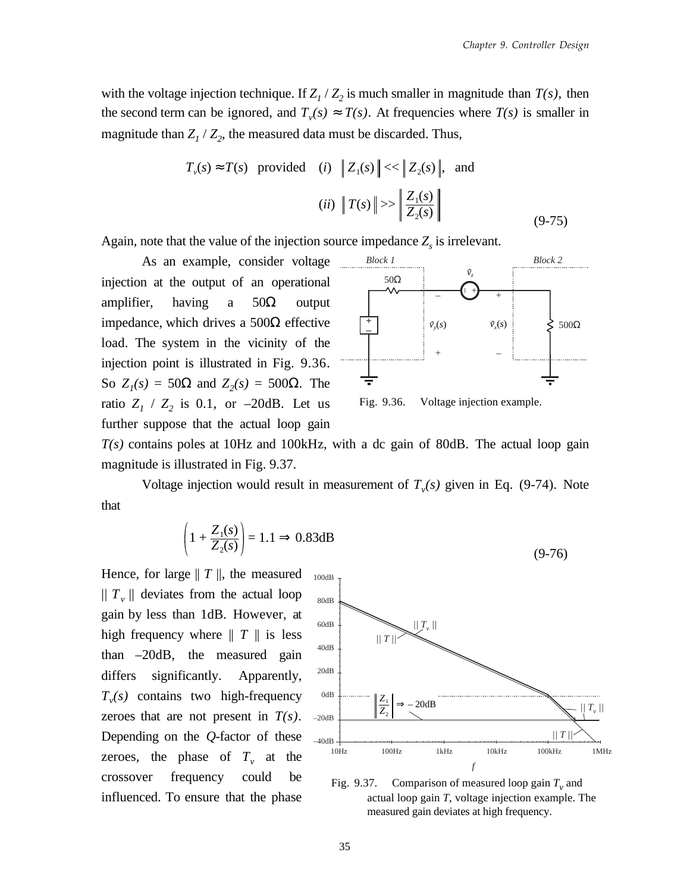with the voltage injection technique. If $Z_1 / Z_2$ is much smaller in magnitude than $T(s)$, then the second term can be ignored, and $T_v(s) \approx T(s)$. At frequencies where $T(s)$ is smaller in magnitude than $Z_1 / Z_2$, the measured data must be discarded. Thus,

$$T_v(s) \approx T(s) \quad \text{provided} \quad (i) \;\; \| Z_1(s) \| << \| Z_2(s) \|, \;\; \text{and}$$

$$(ii) \;\; \| T(s) \| >> \left\| \frac{Z_1(s)}{Z_2(s)} \right\| \tag{9-75}$$

Again, note that the value of the injection source impedance $Z_s$ is irrelevant.

As an example, consider voltage injection at the output of an operational amplifier, having a 50Ω output impedance, which drives a 500Ω effective load. The system in the vicinity of the injection point is illustrated in Fig. 9.36. So $Z_1(s)$ = 50Ω and $Z_2(s)$ = 500Ω. The ratio $Z_1$ / $Z_2$ is 0.1, or –20dB. Let us further suppose that the actual loop gain $T(s)$ contains poles at 10Hz and 100kHz, with a dc gain of 80dB. The actual loop gain magnitude is illustrated in Fig. 9.37.

Fig. 9.36. Voltage injection example.

Voltage injection would result in measurement of $T_v(s)$ given in Eq. (9-74). Note that

$$\left( 1 + \frac{Z_1(s)}{Z_2(s)} \right) = 1.1 \Rightarrow 0.83\text{dB} \tag{9-76}$$

Hence, for large $\| T \|$, the measured $\| T_v \|$ deviates from the actual loop gain by less than 1dB. However, at high frequency where $\| T \|$ is less than –20dB, the measured gain differs significantly. Apparently, $T_v(s)$ contains two high-frequency zeroes that are not present in $T(s)$. Depending on the $Q$-factor of these zeroes, the phase of $T_v$ at the crossover frequency could be influenced. To ensure that the phase

Fig. 9.37. Comparison of measured loop gain $T_v$ and actual loop gain $T$, voltage injection example. The measured gain deviates at high frequency.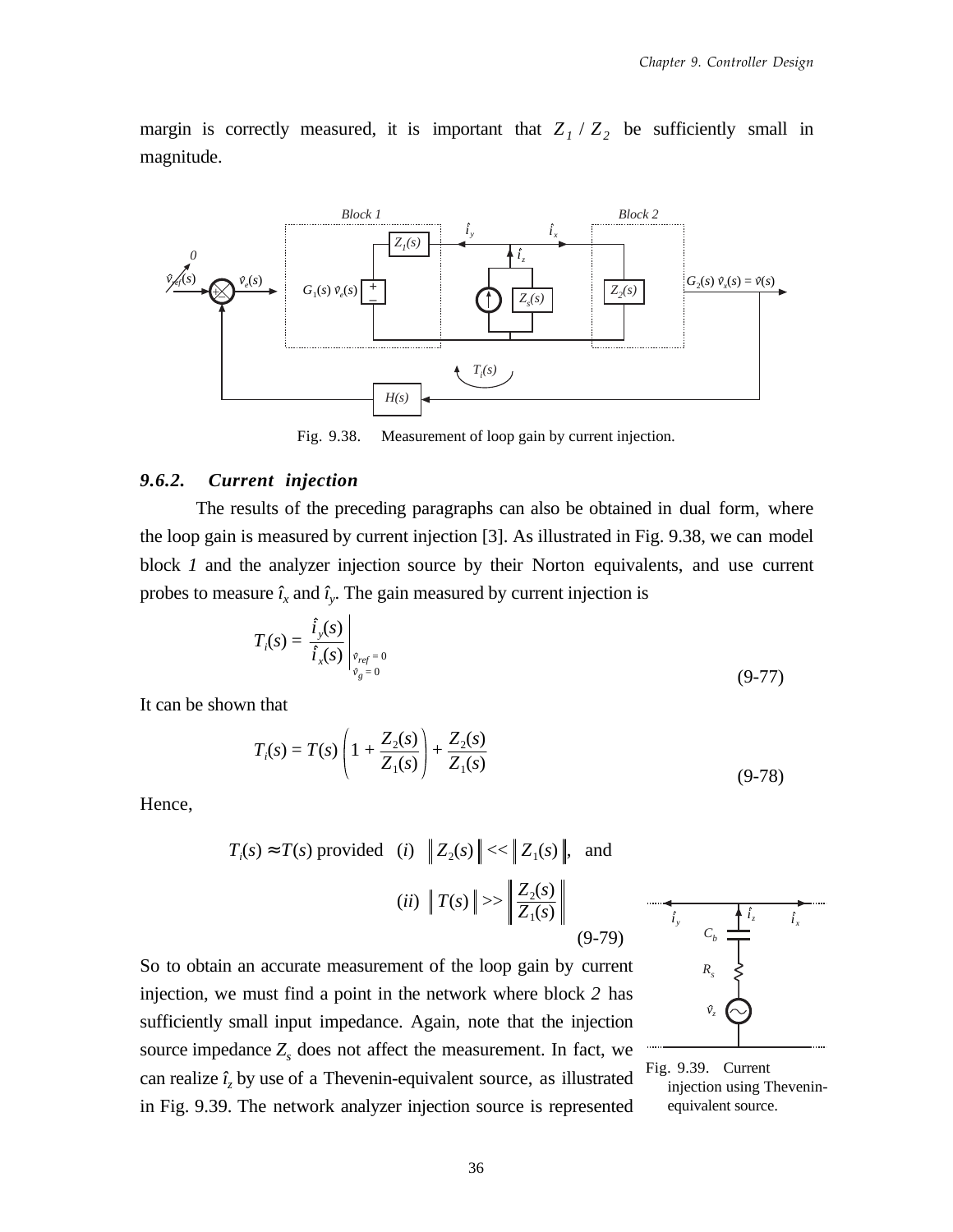margin is correctly measured, it is important that $Z_1 / Z_2$ be sufficiently small in magnitude.

Fig. 9.38. Measurement of loop gain by current injection.

### 9.6.2. *Current injection*

The results of the preceding paragraphs can also be obtained in dual form, where the loop gain is measured by current injection [3]. As illustrated in Fig. 9.38, we can model block *1* and the analyzer injection source by their Norton equivalents, and use current probes to measure $\hat{i}_x$ and $\hat{i}_y$. The gain measured by current injection is

$$T_i(s) = \left. \frac{\hat{i}_y(s)}{\hat{i}_x(s)} \right|_{\substack{\hat{v}_{ref} = 0 \\ \hat{v}_g = 0}} \tag{9-77}$$

It can be shown that

$$T_i(s) = T(s) \left( 1 + \frac{Z_2(s)}{Z_1(s)} \right) + \frac{Z_2(s)}{Z_1(s)} \tag{9-78}$$

Hence,

$$T_i(s) \approx T(s) \text{ provided } \quad (i) \quad \left\| Z_2(s) \right\| << \left\| Z_1(s) \right\|, \quad \text{and}$$

$$(ii) \quad \left\| T(s) \right\| >> \left\| \frac{Z_2(s)}{Z_1(s)} \right\| \tag{9-79}$$

So to obtain an accurate measurement of the loop gain by current injection, we must find a point in the network where block *2* has sufficiently small input impedance. Again, note that the injection source impedance $Z_s$ does not affect the measurement. In fact, we can realize $\hat{i}_z$ by use of a Thevenin-equivalent source, as illustrated in Fig. 9.39. The network analyzer injection source is represented

Fig. 9.39. Current injection using Thevenin-equivalent source.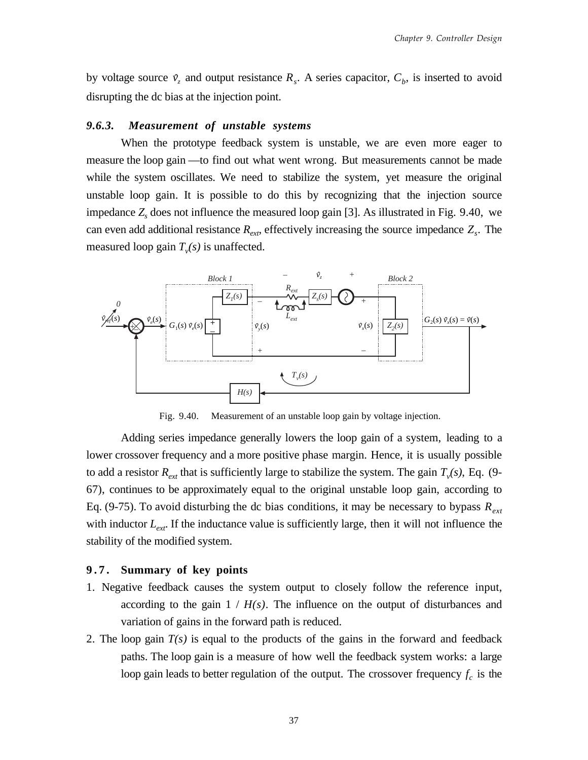by voltage source $\hat{v}_z$ and output resistance $R_s$. A series capacitor, $C_b$, is inserted to avoid disrupting the dc bias at the injection point.

### *9.6.3. Measurement of unstable systems*

When the prototype feedback system is unstable, we are even more eager to measure the loop gain —to find out what went wrong. But measurements cannot be made while the system oscillates. We need to stabilize the system, yet measure the original unstable loop gain. It is possible to do this by recognizing that the injection source impedance $Z_s$ does not influence the measured loop gain [3]. As illustrated in Fig. 9.40, we can even add additional resistance $R_{ext}$, effectively increasing the source impedance $Z_s$. The measured loop gain $T_v(s)$ is unaffected.

Fig. 9.40. Measurement of an unstable loop gain by voltage injection.

Adding series impedance generally lowers the loop gain of a system, leading to a lower crossover frequency and a more positive phase margin. Hence, it is usually possible to add a resistor $R_{ext}$ that is sufficiently large to stabilize the system. The gain $T_v(s)$, Eq. (9-67), continues to be approximately equal to the original unstable loop gain, according to Eq. (9-75). To avoid disturbing the dc bias conditions, it may be necessary to bypass $R_{ext}$ with inductor $L_{ext}$. If the inductance value is sufficiently large, then it will not influence the stability of the modified system.

## 9.7. Summary of key points

1. Negative feedback causes the system output to closely follow the reference input, according to the gain $1 / H(s)$. The influence on the output of disturbances and variation of gains in the forward path is reduced.
2. The loop gain $T(s)$ is equal to the products of the gains in the forward and feedback paths. The loop gain is a measure of how well the feedback system works: a large loop gain leads to better regulation of the output. The crossover frequency $f_c$ is the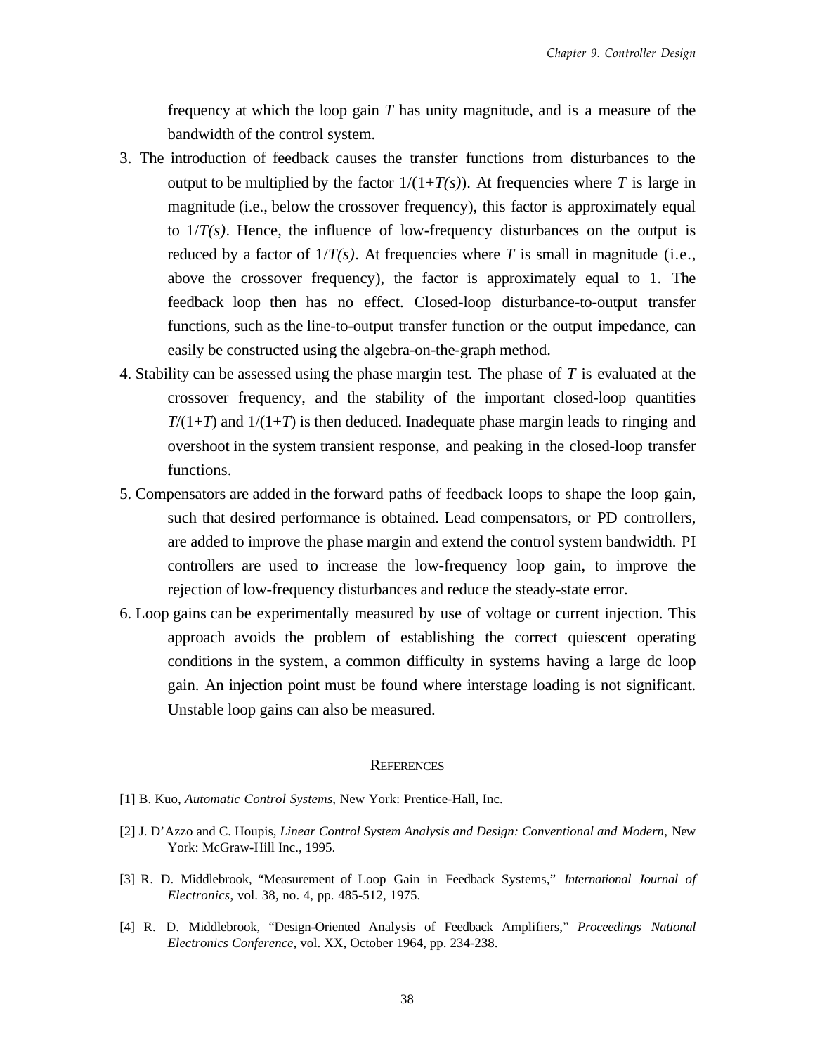frequency at which the loop gain $T$ has unity magnitude, and is a measure of the bandwidth of the control system.

3. The introduction of feedback causes the transfer functions from disturbances to the output to be multiplied by the factor $1/(1+T(s))$. At frequencies where $T$ is large in magnitude (i.e., below the crossover frequency), this factor is approximately equal to $1/T(s)$. Hence, the influence of low-frequency disturbances on the output is reduced by a factor of $1/T(s)$. At frequencies where $T$ is small in magnitude (i.e., above the crossover frequency), the factor is approximately equal to 1. The feedback loop then has no effect. Closed-loop disturbance-to-output transfer functions, such as the line-to-output transfer function or the output impedance, can easily be constructed using the algebra-on-the-graph method.
4. Stability can be assessed using the phase margin test. The phase of $T$ is evaluated at the crossover frequency, and the stability of the important closed-loop quantities $T/(1+T)$ and $1/(1+T)$ is then deduced. Inadequate phase margin leads to ringing and overshoot in the system transient response, and peaking in the closed-loop transfer functions.
5. Compensators are added in the forward paths of feedback loops to shape the loop gain, such that desired performance is obtained. Lead compensators, or PD controllers, are added to improve the phase margin and extend the control system bandwidth. PI controllers are used to increase the low-frequency loop gain, to improve the rejection of low-frequency disturbances and reduce the steady-state error.
6. Loop gains can be experimentally measured by use of voltage or current injection. This approach avoids the problem of establishing the correct quiescent operating conditions in the system, a common difficulty in systems having a large dc loop gain. An injection point must be found where interstage loading is not significant. Unstable loop gains can also be measured.

## REFERENCES

[1] B. Kuo, *Automatic Control Systems*, New York: Prentice-Hall, Inc.

[2] J. D'Azzo and C. Houpis, *Linear Control System Analysis and Design: Conventional and Modern*, New York: McGraw-Hill Inc., 1995.

[3] R. D. Middlebrook, "Measurement of Loop Gain in Feedback Systems," *International Journal of Electronics*, vol. 38, no. 4, pp. 485-512, 1975.

[4] R. D. Middlebrook, "Design-Oriented Analysis of Feedback Amplifiers," *Proceedings National Electronics Conference*, vol. XX, October 1964, pp. 234-238.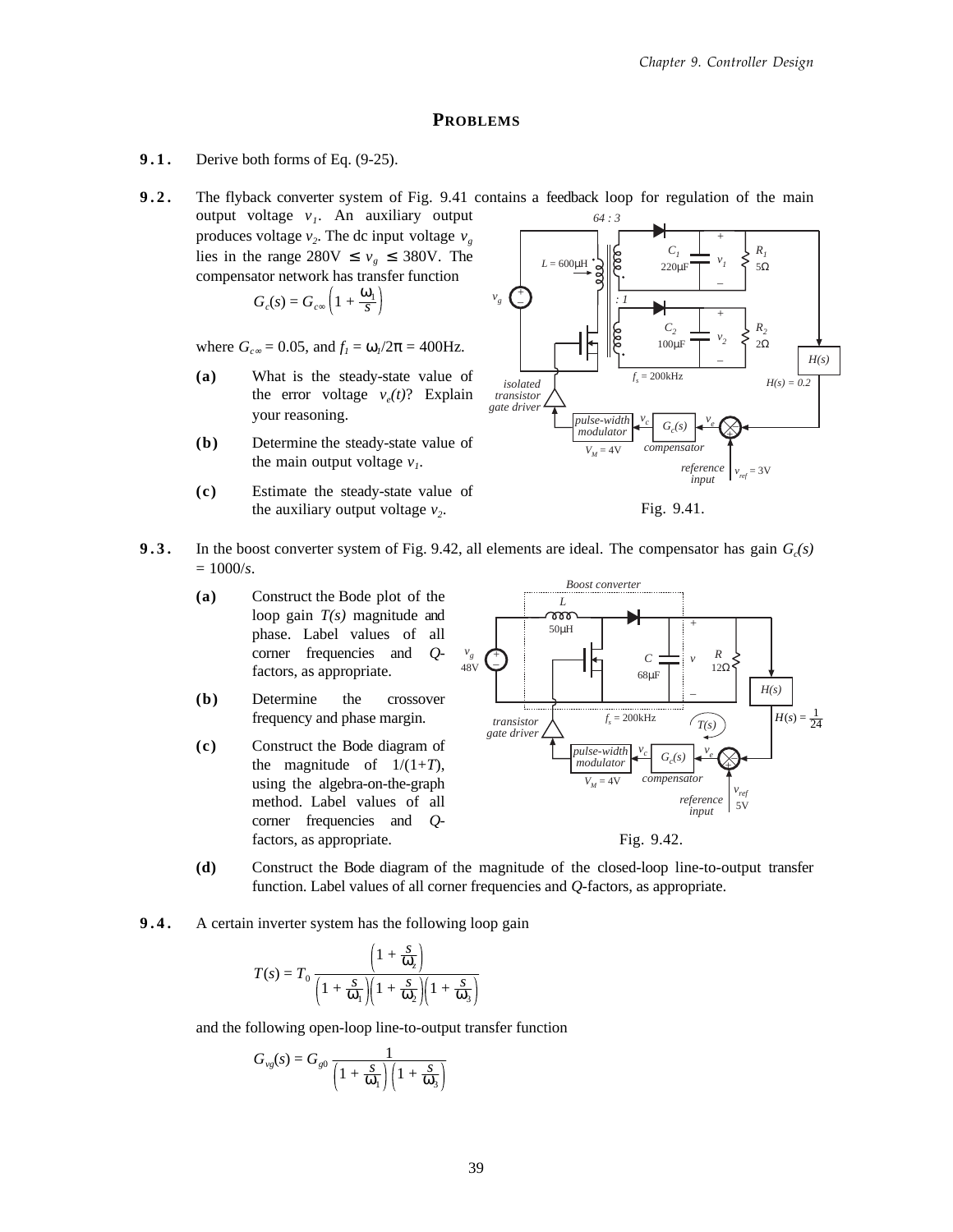## PROBLEMS

**9.1.** Derive both forms of Eq. (9-25).

**9.2.** The flyback converter system of Fig. 9.41 contains a feedback loop for regulation of the main output voltage $v_1$. An auxiliary output produces voltage $v_2$. The dc input voltage $v_g$ lies in the range 280V $\leq v_g \leq$ 380V. The compensator network has transfer function

$$G_c(s) = G_{c\infty}\left(1 + \frac{\omega_1}{s}\right)$$

where $G_{c\infty} = 0.05$, and $f_1 = \omega_1/2\pi = 400$Hz.

- **(a)** What is the steady-state value of the error voltage $v_e(t)$? Explain your reasoning.
- **(b)** Determine the steady-state value of the main output voltage $v_1$.
- **(c)** Estimate the steady-state value of the auxiliary output voltage $v_2$.

Fig. 9.41.

**9.3.** In the boost converter system of Fig. 9.42, all elements are ideal. The compensator has gain $G_c(s) = 1000/s$.

- **(a)** Construct the Bode plot of the loop gain $T(s)$ magnitude and phase. Label values of all corner frequencies and $Q$-factors, as appropriate.
- **(b)** Determine the crossover frequency and phase margin.
- **(c)** Construct the Bode diagram of the magnitude of $1/(1+T)$, using the algebra-on-the-graph method. Label values of all corner frequencies and $Q$-factors, as appropriate.
- **(d)** Construct the Bode diagram of the magnitude of the closed-loop line-to-output transfer function. Label values of all corner frequencies and $Q$-factors, as appropriate.

Fig. 9.42.

**9.4.** A certain inverter system has the following loop gain

$$T(s) = T_0 \frac{\left(1 + \frac{s}{\omega_z}\right)}{\left(1 + \frac{s}{\omega_1}\right)\left(1 + \frac{s}{\omega_2}\right)\left(1 + \frac{s}{\omega_3}\right)}$$

and the following open-loop line-to-output transfer function

$$G_{vg}(s) = G_{g0} \frac{1}{\left(1 + \frac{s}{\omega_1}\right)\left(1 + \frac{s}{\omega_3}\right)}$$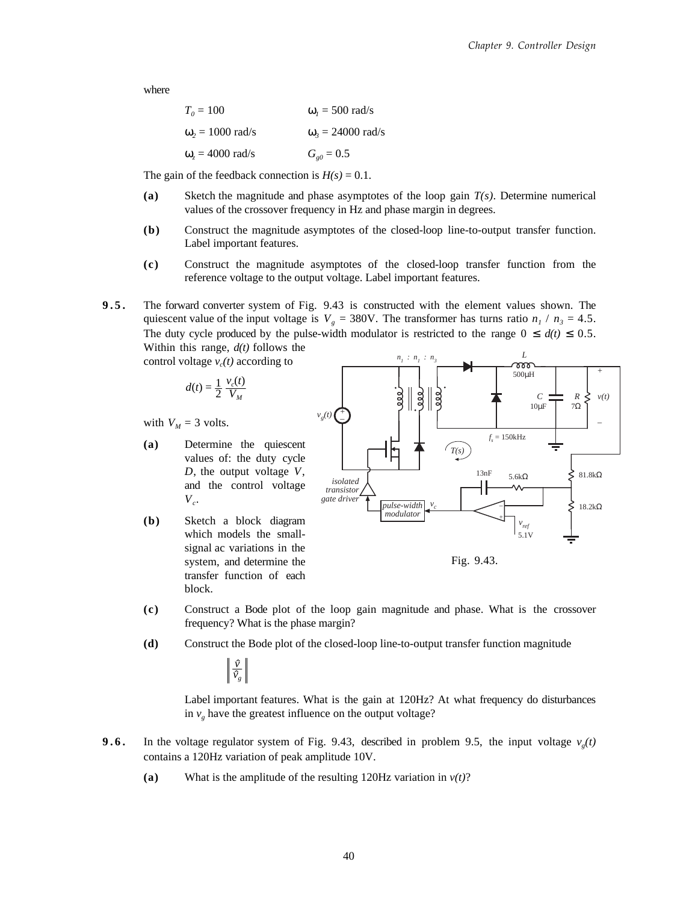where

| | |
|---|---|
| $T_0 = 100$ | $\omega_1 = 500$ rad/s |
| $\omega_2 = 1000$ rad/s | $\omega_3 = 24000$ rad/s |
| $\omega_z = 4000$ rad/s | $G_{g0} = 0.5$ |

The gain of the feedback connection is $H(s) = 0.1$.

**(a)** Sketch the magnitude and phase asymptotes of the loop gain $T(s)$. Determine numerical values of the crossover frequency in Hz and phase margin in degrees.

**(b)** Construct the magnitude asymptotes of the closed-loop line-to-output transfer function. Label important features.

**(c)** Construct the magnitude asymptotes of the closed-loop transfer function from the reference voltage to the output voltage. Label important features.

**9.5.** The forward converter system of Fig. 9.43 is constructed with the element values shown. The quiescent value of the input voltage is $V_g$ = 380V. The transformer has turns ratio $n_1 / n_3 = 4.5$. The duty cycle produced by the pulse-width modulator is restricted to the range $0 \le d(t) \le 0.5$. Within this range, $d(t)$ follows the control voltage $v_c(t)$ according to

$$d(t) = \frac{1}{2}\frac{v_c(t)}{V_M}$$

with $V_M$ = 3 volts.

**(a)** Determine the quiescent values of: the duty cycle $D$, the output voltage $V$, and the control voltage $V_c$.

**(b)** Sketch a block diagram which models the small-signal ac variations in the system, and determine the transfer function of each block.

Fig. 9.43.

**(c)** Construct a Bode plot of the loop gain magnitude and phase. What is the crossover frequency? What is the phase margin?

**(d)** Construct the Bode plot of the closed-loop line-to-output transfer function magnitude

$$\left\| \frac{\hat{v}}{\hat{v}_g} \right\|$$

Label important features. What is the gain at 120Hz? At what frequency do disturbances in $v_g$ have the greatest influence on the output voltage?

**9.6.** In the voltage regulator system of Fig. 9.43, described in problem 9.5, the input voltage $v_g(t)$ contains a 120Hz variation of peak amplitude 10V.

**(a)** What is the amplitude of the resulting 120Hz variation in $v(t)$?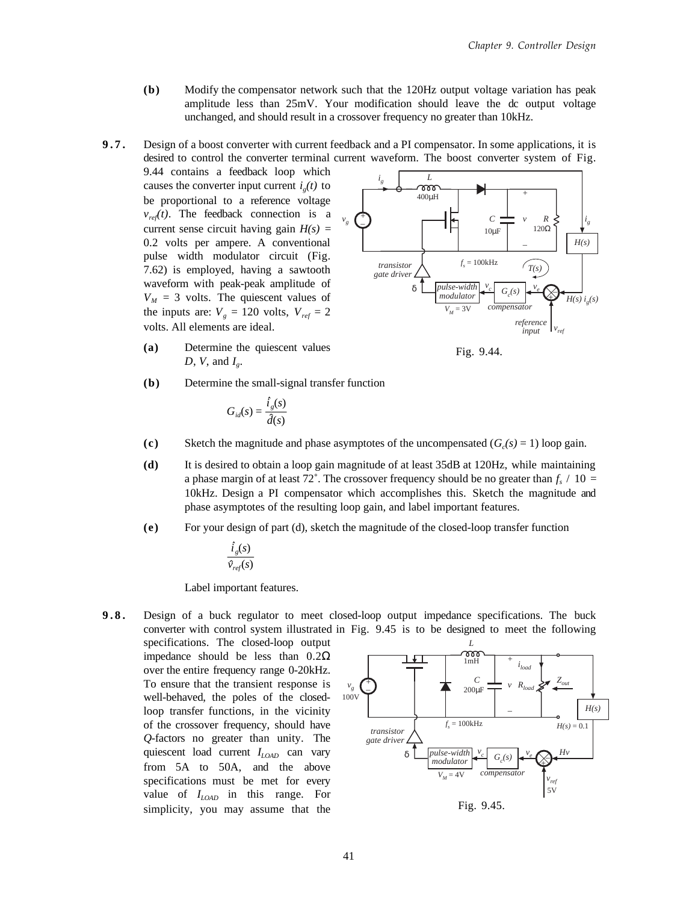**(b)** Modify the compensator network such that the 120Hz output voltage variation has peak amplitude less than 25mV. Your modification should leave the dc output voltage unchanged, and should result in a crossover frequency no greater than 10kHz.

**9.7.** Design of a boost converter with current feedback and a PI compensator. In some applications, it is desired to control the converter terminal current waveform. The boost converter system of Fig. 9.44 contains a feedback loop which causes the converter input current $i_g(t)$ to be proportional to a reference voltage $v_{ref}(t)$. The feedback connection is a current sense circuit having gain $H(s)$ = 0.2 volts per ampere. A conventional pulse width modulator circuit (Fig. 7.62) is employed, having a sawtooth waveform with peak-peak amplitude of $V_M$ = 3 volts. The quiescent values of the inputs are: $V_g$ = 120 volts, $V_{ref}$ = 2 volts. All elements are ideal.

Fig. 9.44.

**(a)** Determine the quiescent values $D$, $V$, and $I_g$.

**(b)** Determine the small-signal transfer function

$$G_{id}(s) = \frac{\hat{i}_g(s)}{\hat{d}(s)}$$

**(c)** Sketch the magnitude and phase asymptotes of the uncompensated ($G_c(s)$ = 1) loop gain.

**(d)** It is desired to obtain a loop gain magnitude of at least 35dB at 120Hz, while maintaining a phase margin of at least 72˚. The crossover frequency should be no greater than $f_s$ / 10 = 10kHz. Design a PI compensator which accomplishes this. Sketch the magnitude and phase asymptotes of the resulting loop gain, and label important features.

**(e)** For your design of part (d), sketch the magnitude of the closed-loop transfer function

$$\frac{\hat{i}_g(s)}{\hat{v}_{ref}(s)}$$

Label important features.

**9.8.** Design of a buck regulator to meet closed-loop output impedance specifications. The buck converter with control system illustrated in Fig. 9.45 is to be designed to meet the following specifications. The closed-loop output impedance should be less than 0.2Ω over the entire frequency range 0-20kHz. To ensure that the transient response is well-behaved, the poles of the closed-loop transfer functions, in the vicinity of the crossover frequency, should have $Q$-factors no greater than unity. The quiescent load current $I_{LOAD}$ can vary from 5A to 50A, and the above specifications must be met for every value of $I_{LOAD}$ in this range. For simplicity, you may assume that the

Fig. 9.45.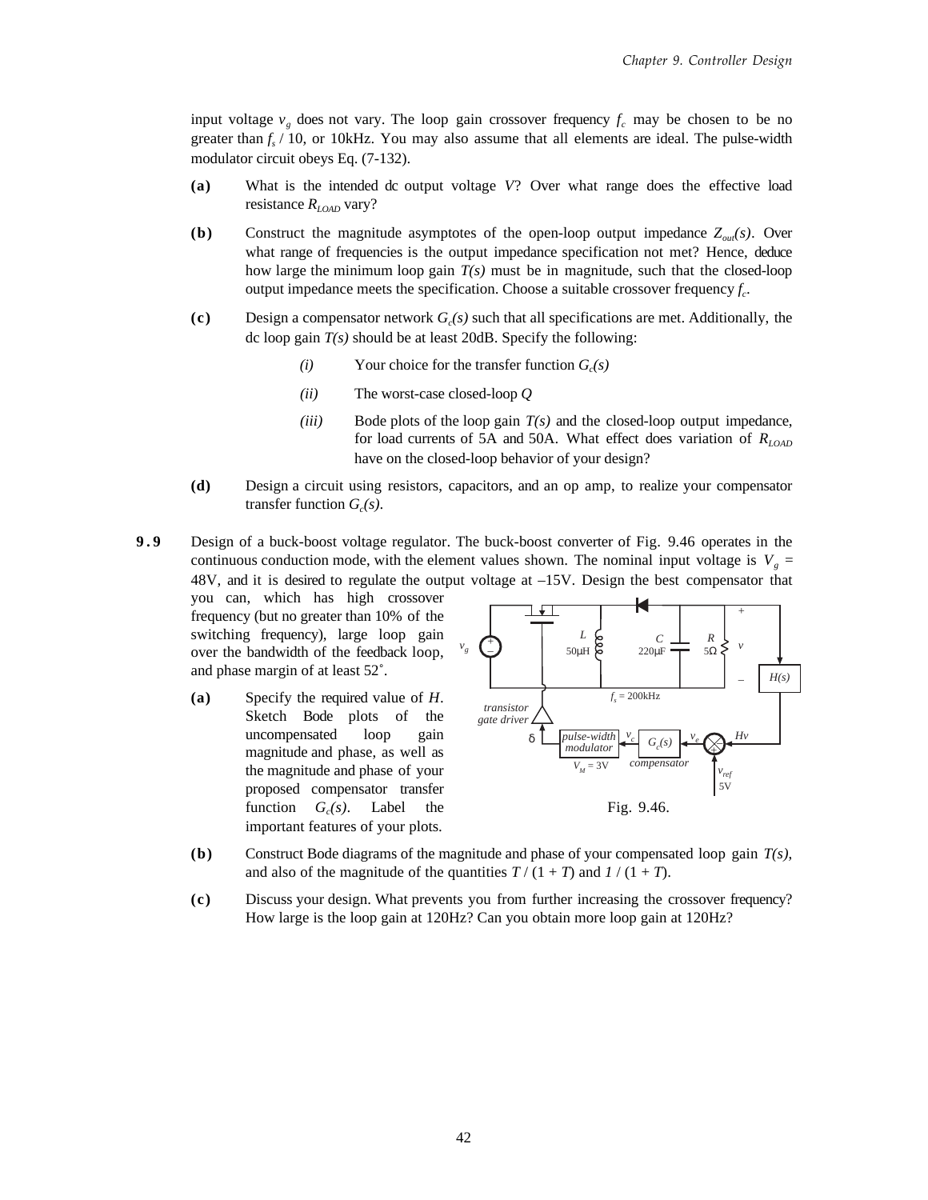input voltage $v_g$ does not vary. The loop gain crossover frequency $f_c$ may be chosen to be no greater than $f_s$ / 10, or 10kHz. You may also assume that all elements are ideal. The pulse-width modulator circuit obeys Eq. (7-132).

**(a)** What is the intended dc output voltage $V$? Over what range does the effective load resistance $R_{LOAD}$ vary?

**(b)** Construct the magnitude asymptotes of the open-loop output impedance $Z_{out}(s)$. Over what range of frequencies is the output impedance specification not met? Hence, deduce how large the minimum loop gain $T(s)$ must be in magnitude, such that the closed-loop output impedance meets the specification. Choose a suitable crossover frequency $f_c$.

**(c)** Design a compensator network $G_c(s)$ such that all specifications are met. Additionally, the dc loop gain $T(s)$ should be at least 20dB. Specify the following:

*(i)* Your choice for the transfer function $G_c(s)$

*(ii)* The worst-case closed-loop $Q$

*(iii)* Bode plots of the loop gain $T(s)$ and the closed-loop output impedance, for load currents of 5A and 50A. What effect does variation of $R_{LOAD}$ have on the closed-loop behavior of your design?

**(d)** Design a circuit using resistors, capacitors, and an op amp, to realize your compensator transfer function $G_c(s)$.

**9.9** Design of a buck-boost voltage regulator. The buck-boost converter of Fig. 9.46 operates in the continuous conduction mode, with the element values shown. The nominal input voltage is $V_g$ = 48V, and it is desired to regulate the output voltage at –15V. Design the best compensator that you can, which has high crossover frequency (but no greater than 10% of the switching frequency), large loop gain over the bandwidth of the feedback loop, and phase margin of at least 52˚.

**(a)** Specify the required value of $H$. Sketch Bode plots of the uncompensated loop gain magnitude and phase, as well as the magnitude and phase of your proposed compensator transfer function $G_c(s)$. Label the important features of your plots.

Fig. 9.46.

**(b)** Construct Bode diagrams of the magnitude and phase of your compensated loop gain $T(s)$, and also of the magnitude of the quantities $T$ / (1 + $T$) and $1$ / (1 + $T$).

**(c)** Discuss your design. What prevents you from further increasing the crossover frequency? How large is the loop gain at 120Hz? Can you obtain more loop gain at 120Hz?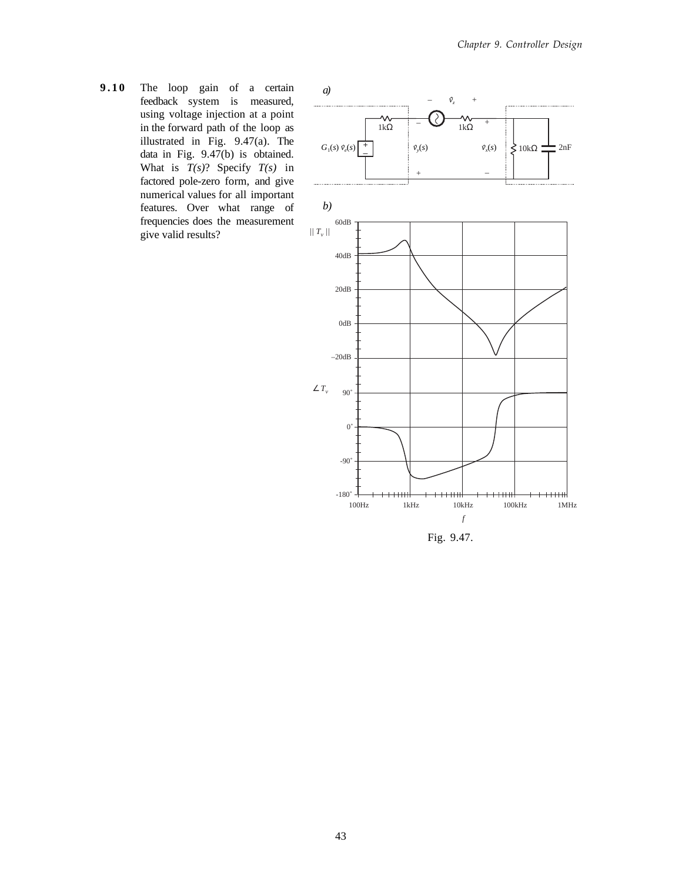**9.10** The loop gain of a certain feedback system is measured, using voltage injection at a point in the forward path of the loop as illustrated in Fig. 9.47(a). The data in Fig. 9.47(b) is obtained. What is *T(s)*? Specify *T(s)* in factored pole-zero form, and give numerical values for all important features. Over what range of frequencies does the measurement give valid results?

*a)*

– $\hat{v}_z$ +

1kΩ – + 1kΩ

$G_1(s)\,\hat{v}_e(s)$ + –

$\hat{v}_y(s)$

$\hat{v}_x(s)$

10kΩ 2nF

\+ –

*b)*

$\| T_v \|$

60dB

40dB

20dB

0dB

–20dB

$\angle T_v$

90˚

0˚

-90˚

-180˚

100Hz 1kHz 10kHz 100kHz 1MHz

*f*

Fig. 9.47.